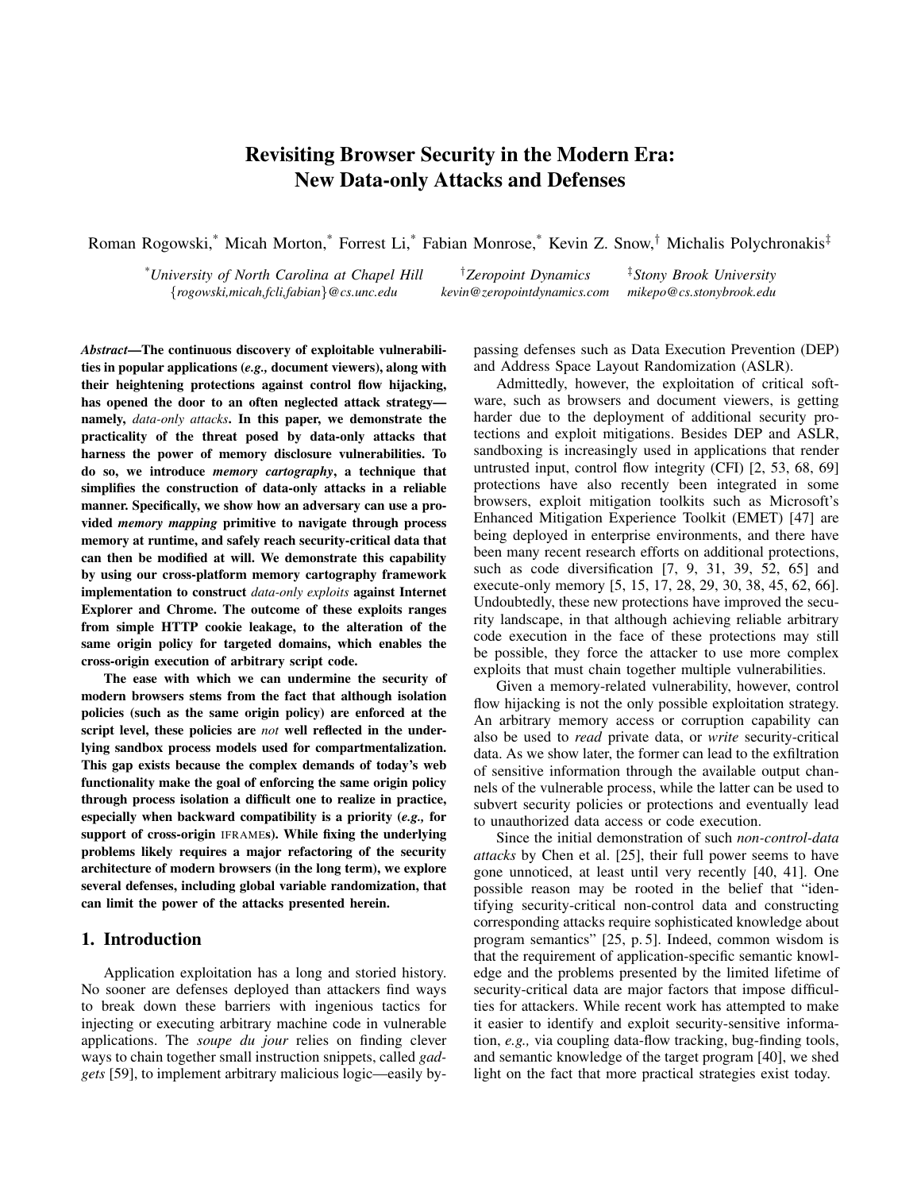# Revisiting Browser Security in the Modern Era: New Data-only Attacks and Defenses

Roman Rogowski,[*] Micah Morton,[*] Forrest Li,[*] Fabian Monrose,[*] Kevin Z. Snow,[†] Michalis Polychronakis[‡]

[*]*University of North Carolina at Chapel Hill* {*rogowski,micah,fcli,fabian*}*@cs.unc.edu*

[†]*Zeropoint Dynamics* *kevin@zeropointdynamics.com*

[‡]*Stony Brook University* *mikepo@cs.stonybrook.edu*

***Abstract*—The continuous discovery of exploitable vulnerabilities in popular applications (*e.g.,* document viewers), along with their heightening protections against control flow hijacking, has opened the door to an often neglected attack strategy—namely, *data-only attacks*. In this paper, we demonstrate the practicality of the threat posed by data-only attacks that harness the power of memory disclosure vulnerabilities. To do so, we introduce *memory cartography*, a technique that simplifies the construction of data-only attacks in a reliable manner. Specifically, we show how an adversary can use a provided *memory mapping* primitive to navigate through process memory at runtime, and safely reach security-critical data that can then be modified at will. We demonstrate this capability by using our cross-platform memory cartography framework implementation to construct *data-only exploits* against Internet Explorer and Chrome. The outcome of these exploits ranges from simple HTTP cookie leakage, to the alteration of the same origin policy for targeted domains, which enables the cross-origin execution of arbitrary script code.**

**The ease with which we can undermine the security of modern browsers stems from the fact that although isolation policies (such as the same origin policy) are enforced at the script level, these policies are *not* well reflected in the underlying sandbox process models used for compartmentalization. This gap exists because the complex demands of today's web functionality make the goal of enforcing the same origin policy through process isolation a difficult one to realize in practice, especially when backward compatibility is a priority (*e.g.,* for support of cross-origin IFRAMEs). While fixing the underlying problems likely requires a major refactoring of the security architecture of modern browsers (in the long term), we explore several defenses, including global variable randomization, that can limit the power of the attacks presented herein.**

## 1. Introduction

Application exploitation has a long and storied history. No sooner are defenses deployed than attackers find ways to break down these barriers with ingenious tactics for injecting or executing arbitrary machine code in vulnerable applications. The *soupe du jour* relies on finding clever ways to chain together small instruction snippets, called *gadgets* [59], to implement arbitrary malicious logic—easily bypassing defenses such as Data Execution Prevention (DEP) and Address Space Layout Randomization (ASLR).

Admittedly, however, the exploitation of critical software, such as browsers and document viewers, is getting harder due to the deployment of additional security protections and exploit mitigations. Besides DEP and ASLR, sandboxing is increasingly used in applications that render untrusted input, control flow integrity (CFI) [2, 53, 68, 69] protections have also recently been integrated in some browsers, exploit mitigation toolkits such as Microsoft's Enhanced Mitigation Experience Toolkit (EMET) [47] are being deployed in enterprise environments, and there have been many recent research efforts on additional protections, such as code diversification [7, 9, 31, 39, 52, 65] and execute-only memory [5, 15, 17, 28, 29, 30, 38, 45, 62, 66]. Undoubtedly, these new protections have improved the security landscape, in that although achieving reliable arbitrary code execution in the face of these protections may still be possible, they force the attacker to use more complex exploits that must chain together multiple vulnerabilities.

Given a memory-related vulnerability, however, control flow hijacking is not the only possible exploitation strategy. An arbitrary memory access or corruption capability can also be used to *read* private data, or *write* security-critical data. As we show later, the former can lead to the exfiltration of sensitive information through the available output channels of the vulnerable process, while the latter can be used to subvert security policies or protections and eventually lead to unauthorized data access or code execution.

Since the initial demonstration of such *non-control-data attacks* by Chen et al. [25], their full power seems to have gone unnoticed, at least until very recently [40, 41]. One possible reason may be rooted in the belief that "identifying security-critical non-control data and constructing corresponding attacks require sophisticated knowledge about program semantics" [25, p. 5]. Indeed, common wisdom is that the requirement of application-specific semantic knowledge and the problems presented by the limited lifetime of security-critical data are major factors that impose difficulties for attackers. While recent work has attempted to make it easier to identify and exploit security-sensitive information, *e.g.,* via coupling data-flow tracking, bug-finding tools, and semantic knowledge of the target program [40], we shed light on the fact that more practical strategies exist today.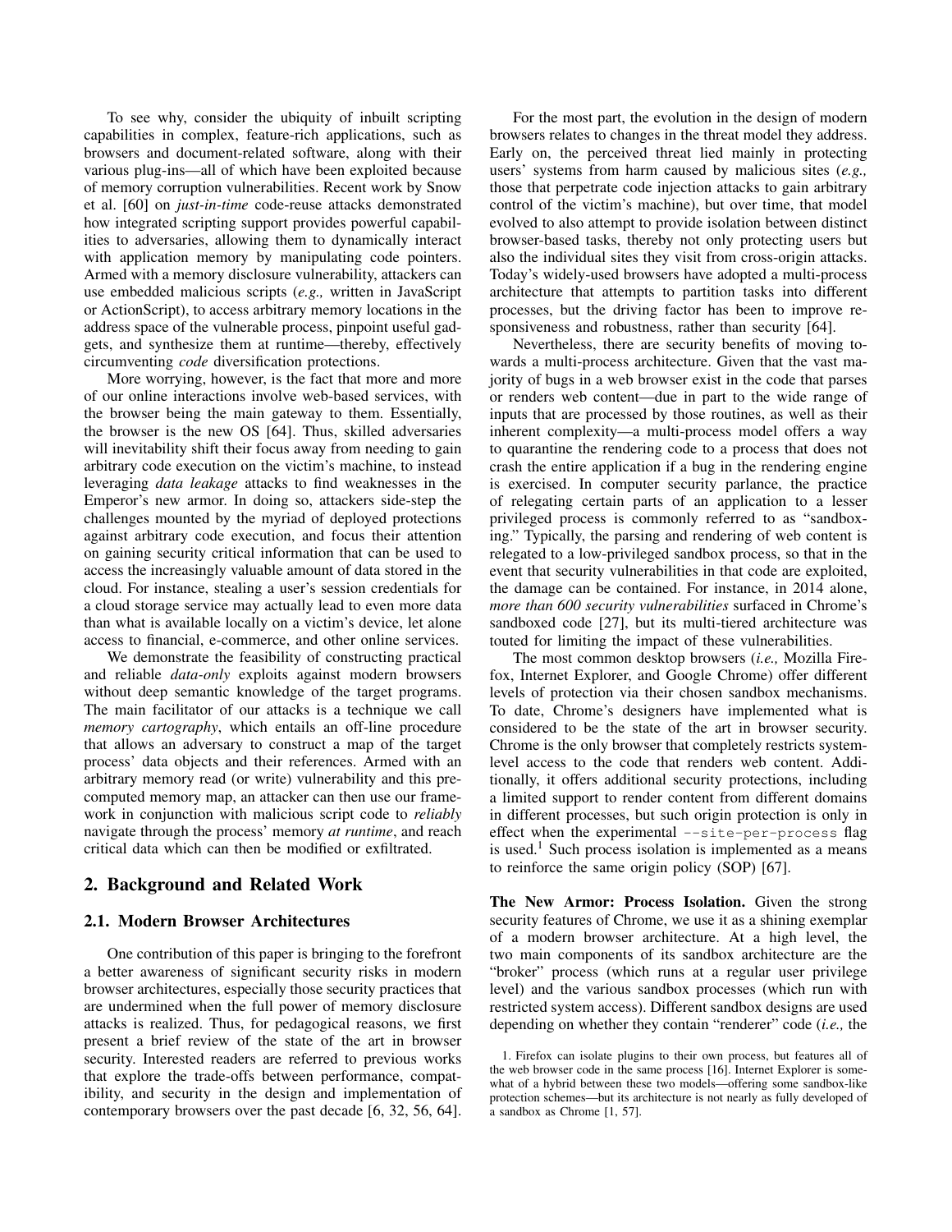To see why, consider the ubiquity of inbuilt scripting capabilities in complex, feature-rich applications, such as browsers and document-related software, along with their various plug-ins—all of which have been exploited because of memory corruption vulnerabilities. Recent work by Snow et al. [60] on *just-in-time* code-reuse attacks demonstrated how integrated scripting support provides powerful capabilities to adversaries, allowing them to dynamically interact with application memory by manipulating code pointers. Armed with a memory disclosure vulnerability, attackers can use embedded malicious scripts (*e.g.,* written in JavaScript or ActionScript), to access arbitrary memory locations in the address space of the vulnerable process, pinpoint useful gadgets, and synthesize them at runtime—thereby, effectively circumventing *code* diversification protections.

More worrying, however, is the fact that more and more of our online interactions involve web-based services, with the browser being the main gateway to them. Essentially, the browser is the new OS [64]. Thus, skilled adversaries will inevitability shift their focus away from needing to gain arbitrary code execution on the victim's machine, to instead leveraging *data leakage* attacks to find weaknesses in the Emperor's new armor. In doing so, attackers side-step the challenges mounted by the myriad of deployed protections against arbitrary code execution, and focus their attention on gaining security critical information that can be used to access the increasingly valuable amount of data stored in the cloud. For instance, stealing a user's session credentials for a cloud storage service may actually lead to even more data than what is available locally on a victim's device, let alone access to financial, e-commerce, and other online services.

We demonstrate the feasibility of constructing practical and reliable *data-only* exploits against modern browsers without deep semantic knowledge of the target programs. The main facilitator of our attacks is a technique we call *memory cartography*, which entails an off-line procedure that allows an adversary to construct a map of the target process' data objects and their references. Armed with an arbitrary memory read (or write) vulnerability and this precomputed memory map, an attacker can then use our framework in conjunction with malicious script code to *reliably* navigate through the process' memory *at runtime*, and reach critical data which can then be modified or exfiltrated.

## 2. Background and Related Work

### 2.1. Modern Browser Architectures

One contribution of this paper is bringing to the forefront a better awareness of significant security risks in modern browser architectures, especially those security practices that are undermined when the full power of memory disclosure attacks is realized. Thus, for pedagogical reasons, we first present a brief review of the state of the art in browser security. Interested readers are referred to previous works that explore the trade-offs between performance, compatibility, and security in the design and implementation of contemporary browsers over the past decade [6, 32, 56, 64].

For the most part, the evolution in the design of modern browsers relates to changes in the threat model they address. Early on, the perceived threat lied mainly in protecting users' systems from harm caused by malicious sites (*e.g.,* those that perpetrate code injection attacks to gain arbitrary control of the victim's machine), but over time, that model evolved to also attempt to provide isolation between distinct browser-based tasks, thereby not only protecting users but also the individual sites they visit from cross-origin attacks. Today's widely-used browsers have adopted a multi-process architecture that attempts to partition tasks into different processes, but the driving factor has been to improve responsiveness and robustness, rather than security [64].

Nevertheless, there are security benefits of moving towards a multi-process architecture. Given that the vast majority of bugs in a web browser exist in the code that parses or renders web content—due in part to the wide range of inputs that are processed by those routines, as well as their inherent complexity—a multi-process model offers a way to quarantine the rendering code to a process that does not crash the entire application if a bug in the rendering engine is exercised. In computer security parlance, the practice of relegating certain parts of an application to a lesser privileged process is commonly referred to as "sandboxing." Typically, the parsing and rendering of web content is relegated to a low-privileged sandbox process, so that in the event that security vulnerabilities in that code are exploited, the damage can be contained. For instance, in 2014 alone, *more than 600 security vulnerabilities* surfaced in Chrome's sandboxed code [27], but its multi-tiered architecture was touted for limiting the impact of these vulnerabilities.

The most common desktop browsers (*i.e.,* Mozilla Firefox, Internet Explorer, and Google Chrome) offer different levels of protection via their chosen sandbox mechanisms. To date, Chrome's designers have implemented what is considered to be the state of the art in browser security. Chrome is the only browser that completely restricts system-level access to the code that renders web content. Additionally, it offers additional security protections, including a limited support to render content from different domains in different processes, but such origin protection is only in effect when the experimental `--site-per-process` flag is used.[1] Such process isolation is implemented as a means to reinforce the same origin policy (SOP) [67].

**The New Armor: Process Isolation.** Given the strong security features of Chrome, we use it as a shining exemplar of a modern browser architecture. At a high level, the two main components of its sandbox architecture are the "broker" process (which runs at a regular user privilege level) and the various sandbox processes (which run with restricted system access). Different sandbox designs are used depending on whether they contain "renderer" code (*i.e.,* the

1. Firefox can isolate plugins to their own process, but features all of the web browser code in the same process [16]. Internet Explorer is somewhat of a hybrid between these two models—offering some sandbox-like protection schemes—but its architecture is not nearly as fully developed of a sandbox as Chrome [1, 57].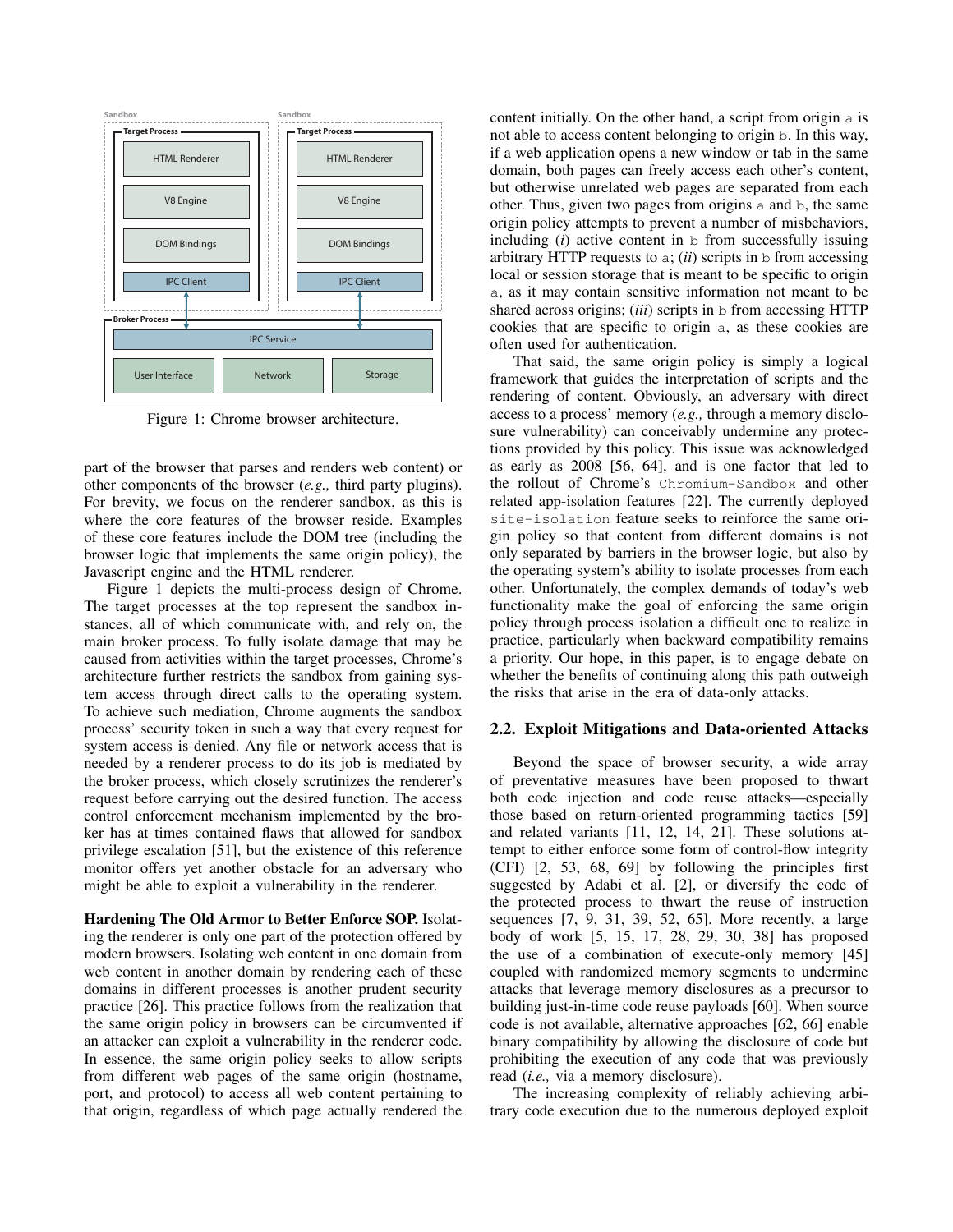Sandbox

Target Process

HTML Renderer

V8 Engine

DOM Bindings

IPC Client

Sandbox

Target Process

HTML Renderer

V8 Engine

DOM Bindings

IPC Client

Broker Process

IPC Service

User Interface

Network

Storage

Figure 1: Chrome browser architecture.

part of the browser that parses and renders web content) or other components of the browser (*e.g.,* third party plugins). For brevity, we focus on the renderer sandbox, as this is where the core features of the browser reside. Examples of these core features include the DOM tree (including the browser logic that implements the same origin policy), the Javascript engine and the HTML renderer.

Figure 1 depicts the multi-process design of Chrome. The target processes at the top represent the sandbox instances, all of which communicate with, and rely on, the main broker process. To fully isolate damage that may be caused from activities within the target processes, Chrome's architecture further restricts the sandbox from gaining system access through direct calls to the operating system. To achieve such mediation, Chrome augments the sandbox process' security token in such a way that every request for system access is denied. Any file or network access that is needed by a renderer process to do its job is mediated by the broker process, which closely scrutinizes the renderer's request before carrying out the desired function. The access control enforcement mechanism implemented by the broker has at times contained flaws that allowed for sandbox privilege escalation [51], but the existence of this reference monitor offers yet another obstacle for an adversary who might be able to exploit a vulnerability in the renderer.

**Hardening The Old Armor to Better Enforce SOP.** Isolating the renderer is only one part of the protection offered by modern browsers. Isolating web content in one domain from web content in another domain by rendering each of these domains in different processes is another prudent security practice [26]. This practice follows from the realization that the same origin policy in browsers can be circumvented if an attacker can exploit a vulnerability in the renderer code. In essence, the same origin policy seeks to allow scripts from different web pages of the same origin (hostname, port, and protocol) to access all web content pertaining to that origin, regardless of which page actually rendered the content initially. On the other hand, a script from origin `a` is not able to access content belonging to origin `b`. In this way, if a web application opens a new window or tab in the same domain, both pages can freely access each other's content, but otherwise unrelated web pages are separated from each other. Thus, given two pages from origins `a` and `b`, the same origin policy attempts to prevent a number of misbehaviors, including (*i*) active content in `b` from successfully issuing arbitrary HTTP requests to `a`; (*ii*) scripts in `b` from accessing local or session storage that is meant to be specific to origin `a`, as it may contain sensitive information not meant to be shared across origins; (*iii*) scripts in `b` from accessing HTTP cookies that are specific to origin `a`, as these cookies are often used for authentication.

That said, the same origin policy is simply a logical framework that guides the interpretation of scripts and the rendering of content. Obviously, an adversary with direct access to a process' memory (*e.g.,* through a memory disclosure vulnerability) can conceivably undermine any protections provided by this policy. This issue was acknowledged as early as 2008 [56, 64], and is one factor that led to the rollout of Chrome's `Chromium-Sandbox` and other related app-isolation features [22]. The currently deployed `site-isolation` feature seeks to reinforce the same origin policy so that content from different domains is not only separated by barriers in the browser logic, but also by the operating system's ability to isolate processes from each other. Unfortunately, the complex demands of today's web functionality make the goal of enforcing the same origin policy through process isolation a difficult one to realize in practice, particularly when backward compatibility remains a priority. Our hope, in this paper, is to engage debate on whether the benefits of continuing along this path outweigh the risks that arise in the era of data-only attacks.

## 2.2. Exploit Mitigations and Data-oriented Attacks

Beyond the space of browser security, a wide array of preventative measures have been proposed to thwart both code injection and code reuse attacks—especially those based on return-oriented programming tactics [59] and related variants [11, 12, 14, 21]. These solutions attempt to either enforce some form of control-flow integrity (CFI) [2, 53, 68, 69] by following the principles first suggested by Adabi et al. [2], or diversify the code of the protected process to thwart the reuse of instruction sequences [7, 9, 31, 39, 52, 65]. More recently, a large body of work [5, 15, 17, 28, 29, 30, 38] has proposed the use of a combination of execute-only memory [45] coupled with randomized memory segments to undermine attacks that leverage memory disclosures as a precursor to building just-in-time code reuse payloads [60]. When source code is not available, alternative approaches [62, 66] enable binary compatibility by allowing the disclosure of code but prohibiting the execution of any code that was previously read (*i.e.,* via a memory disclosure).

The increasing complexity of reliably achieving arbitrary code execution due to the numerous deployed exploit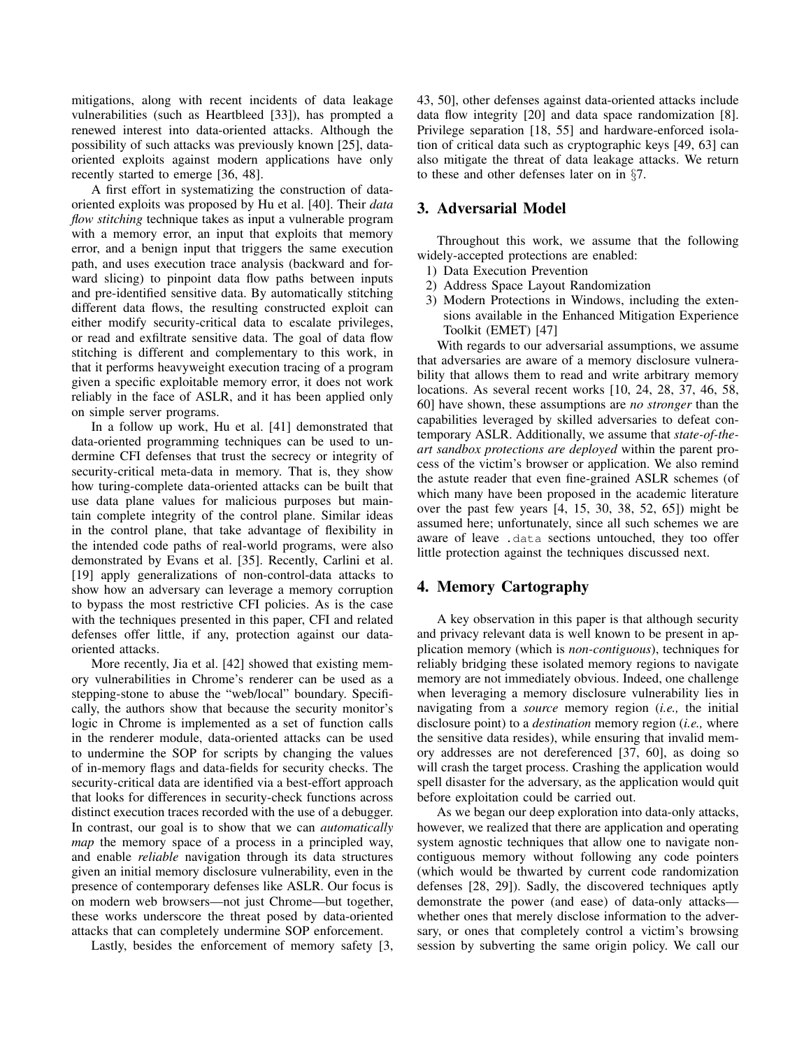mitigations, along with recent incidents of data leakage vulnerabilities (such as Heartbleed [33]), has prompted a renewed interest into data-oriented attacks. Although the possibility of such attacks was previously known [25], data-oriented exploits against modern applications have only recently started to emerge [36, 48].

A first effort in systematizing the construction of data-oriented exploits was proposed by Hu et al. [40]. Their *data flow stitching* technique takes as input a vulnerable program with a memory error, an input that exploits that memory error, and a benign input that triggers the same execution path, and uses execution trace analysis (backward and forward slicing) to pinpoint data flow paths between inputs and pre-identified sensitive data. By automatically stitching different data flows, the resulting constructed exploit can either modify security-critical data to escalate privileges, or read and exfiltrate sensitive data. The goal of data flow stitching is different and complementary to this work, in that it performs heavyweight execution tracing of a program given a specific exploitable memory error, it does not work reliably in the face of ASLR, and it has been applied only on simple server programs.

In a follow up work, Hu et al. [41] demonstrated that data-oriented programming techniques can be used to undermine CFI defenses that trust the secrecy or integrity of security-critical meta-data in memory. That is, they show how turing-complete data-oriented attacks can be built that use data plane values for malicious purposes but maintain complete integrity of the control plane. Similar ideas in the control plane, that take advantage of flexibility in the intended code paths of real-world programs, were also demonstrated by Evans et al. [35]. Recently, Carlini et al. [19] apply generalizations of non-control-data attacks to show how an adversary can leverage a memory corruption to bypass the most restrictive CFI policies. As is the case with the techniques presented in this paper, CFI and related defenses offer little, if any, protection against our data-oriented attacks.

More recently, Jia et al. [42] showed that existing memory vulnerabilities in Chrome's renderer can be used as a stepping-stone to abuse the "web/local" boundary. Specifically, the authors show that because the security monitor's logic in Chrome is implemented as a set of function calls in the renderer module, data-oriented attacks can be used to undermine the SOP for scripts by changing the values of in-memory flags and data-fields for security checks. The security-critical data are identified via a best-effort approach that looks for differences in security-check functions across distinct execution traces recorded with the use of a debugger. In contrast, our goal is to show that we can *automatically map* the memory space of a process in a principled way, and enable *reliable* navigation through its data structures given an initial memory disclosure vulnerability, even in the presence of contemporary defenses like ASLR. Our focus is on modern web browsers—not just Chrome—but together, these works underscore the threat posed by data-oriented attacks that can completely undermine SOP enforcement.

Lastly, besides the enforcement of memory safety [3, 43, 50], other defenses against data-oriented attacks include data flow integrity [20] and data space randomization [8]. Privilege separation [18, 55] and hardware-enforced isolation of critical data such as cryptographic keys [49, 63] can also mitigate the threat of data leakage attacks. We return to these and other defenses later on in §7.

## 3. Adversarial Model

Throughout this work, we assume that the following widely-accepted protections are enabled:

1) Data Execution Prevention
2) Address Space Layout Randomization
3) Modern Protections in Windows, including the extensions available in the Enhanced Mitigation Experience Toolkit (EMET) [47]

With regards to our adversarial assumptions, we assume that adversaries are aware of a memory disclosure vulnerability that allows them to read and write arbitrary memory locations. As several recent works [10, 24, 28, 37, 46, 58, 60] have shown, these assumptions are *no stronger* than the capabilities leveraged by skilled adversaries to defeat contemporary ASLR. Additionally, we assume that *state-of-the-art sandbox protections are deployed* within the parent process of the victim's browser or application. We also remind the astute reader that even fine-grained ASLR schemes (of which many have been proposed in the academic literature over the past few years [4, 15, 30, 38, 52, 65]) might be assumed here; unfortunately, since all such schemes we are aware of leave `.data` sections untouched, they too offer little protection against the techniques discussed next.

## 4. Memory Cartography

A key observation in this paper is that although security and privacy relevant data is well known to be present in application memory (which is *non-contiguous*), techniques for reliably bridging these isolated memory regions to navigate memory are not immediately obvious. Indeed, one challenge when leveraging a memory disclosure vulnerability lies in navigating from a *source* memory region (*i.e.,* the initial disclosure point) to a *destination* memory region (*i.e.,* where the sensitive data resides), while ensuring that invalid memory addresses are not dereferenced [37, 60], as doing so will crash the target process. Crashing the application would spell disaster for the adversary, as the application would quit before exploitation could be carried out.

As we began our deep exploration into data-only attacks, however, we realized that there are application and operating system agnostic techniques that allow one to navigate non-contiguous memory without following any code pointers (which would be thwarted by current code randomization defenses [28, 29]). Sadly, the discovered techniques aptly demonstrate the power (and ease) of data-only attacks—whether ones that merely disclose information to the adversary, or ones that completely control a victim's browsing session by subverting the same origin policy. We call our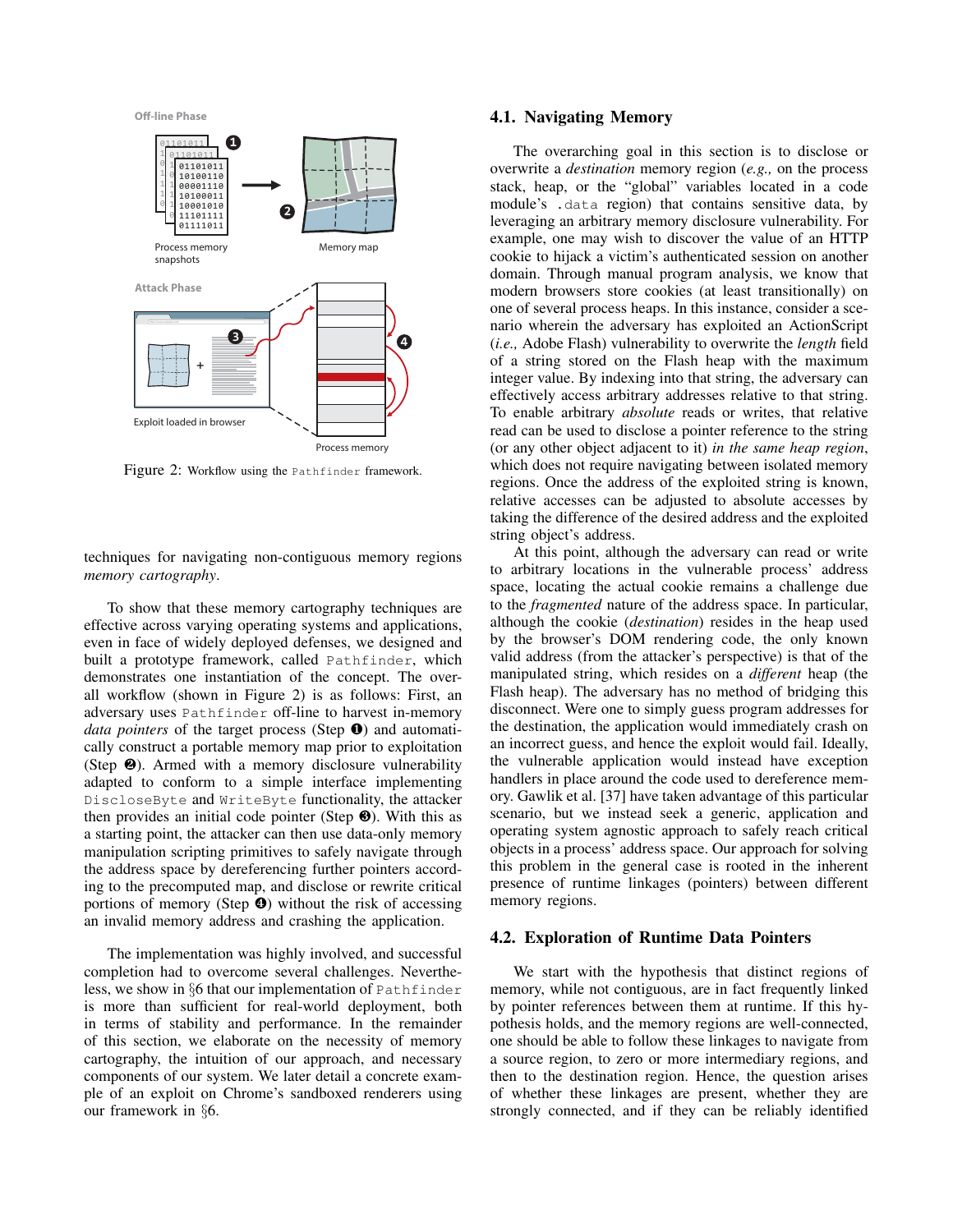Off-line Phase

Process memory snapshots

Memory map

Attack Phase

Exploit loaded in browser

Process memory

Figure 2: Workflow using the `Pathfinder` framework.

techniques for navigating non-contiguous memory regions *memory cartography*.

To show that these memory cartography techniques are effective across varying operating systems and applications, even in face of widely deployed defenses, we designed and built a prototype framework, called `Pathfinder`, which demonstrates one instantiation of the concept. The overall workflow (shown in Figure 2) is as follows: First, an adversary uses `Pathfinder` off-line to harvest in-memory *data pointers* of the target process (Step ❶) and automatically construct a portable memory map prior to exploitation (Step ❷). Armed with a memory disclosure vulnerability adapted to conform to a simple interface implementing `DiscloseByte` and `WriteByte` functionality, the attacker then provides an initial code pointer (Step ❸). With this as a starting point, the attacker can then use data-only memory manipulation scripting primitives to safely navigate through the address space by dereferencing further pointers according to the precomputed map, and disclose or rewrite critical portions of memory (Step ❹) without the risk of accessing an invalid memory address and crashing the application.

The implementation was highly involved, and successful completion had to overcome several challenges. Nevertheless, we show in §6 that our implementation of `Pathfinder` is more than sufficient for real-world deployment, both in terms of stability and performance. In the remainder of this section, we elaborate on the necessity of memory cartography, the intuition of our approach, and necessary components of our system. We later detail a concrete example of an exploit on Chrome's sandboxed renderers using our framework in §6.

## 4.1. Navigating Memory

The overarching goal in this section is to disclose or overwrite a *destination* memory region (*e.g.,* on the process stack, heap, or the "global" variables located in a code module's `.data` region) that contains sensitive data, by leveraging an arbitrary memory disclosure vulnerability. For example, one may wish to discover the value of an HTTP cookie to hijack a victim's authenticated session on another domain. Through manual program analysis, we know that modern browsers store cookies (at least transitionally) on one of several process heaps. In this instance, consider a scenario wherein the adversary has exploited an ActionScript (*i.e.,* Adobe Flash) vulnerability to overwrite the *length* field of a string stored on the Flash heap with the maximum integer value. By indexing into that string, the adversary can effectively access arbitrary addresses relative to that string. To enable arbitrary *absolute* reads or writes, that relative read can be used to disclose a pointer reference to the string (or any other object adjacent to it) *in the same heap region*, which does not require navigating between isolated memory regions. Once the address of the exploited string is known, relative accesses can be adjusted to absolute accesses by taking the difference of the desired address and the exploited string object's address.

At this point, although the adversary can read or write to arbitrary locations in the vulnerable process' address space, locating the actual cookie remains a challenge due to the *fragmented* nature of the address space. In particular, although the cookie (*destination*) resides in the heap used by the browser's DOM rendering code, the only known valid address (from the attacker's perspective) is that of the manipulated string, which resides on a *different* heap (the Flash heap). The adversary has no method of bridging this disconnect. Were one to simply guess program addresses for the destination, the application would immediately crash on an incorrect guess, and hence the exploit would fail. Ideally, the vulnerable application would instead have exception handlers in place around the code used to dereference memory. Gawlik et al. [37] have taken advantage of this particular scenario, but we instead seek a generic, application and operating system agnostic approach to safely reach critical objects in a process' address space. Our approach for solving this problem in the general case is rooted in the inherent presence of runtime linkages (pointers) between different memory regions.

## 4.2. Exploration of Runtime Data Pointers

We start with the hypothesis that distinct regions of memory, while not contiguous, are in fact frequently linked by pointer references between them at runtime. If this hypothesis holds, and the memory regions are well-connected, one should be able to follow these linkages to navigate from a source region, to zero or more intermediary regions, and then to the destination region. Hence, the question arises of whether these linkages are present, whether they are strongly connected, and if they can be reliably identified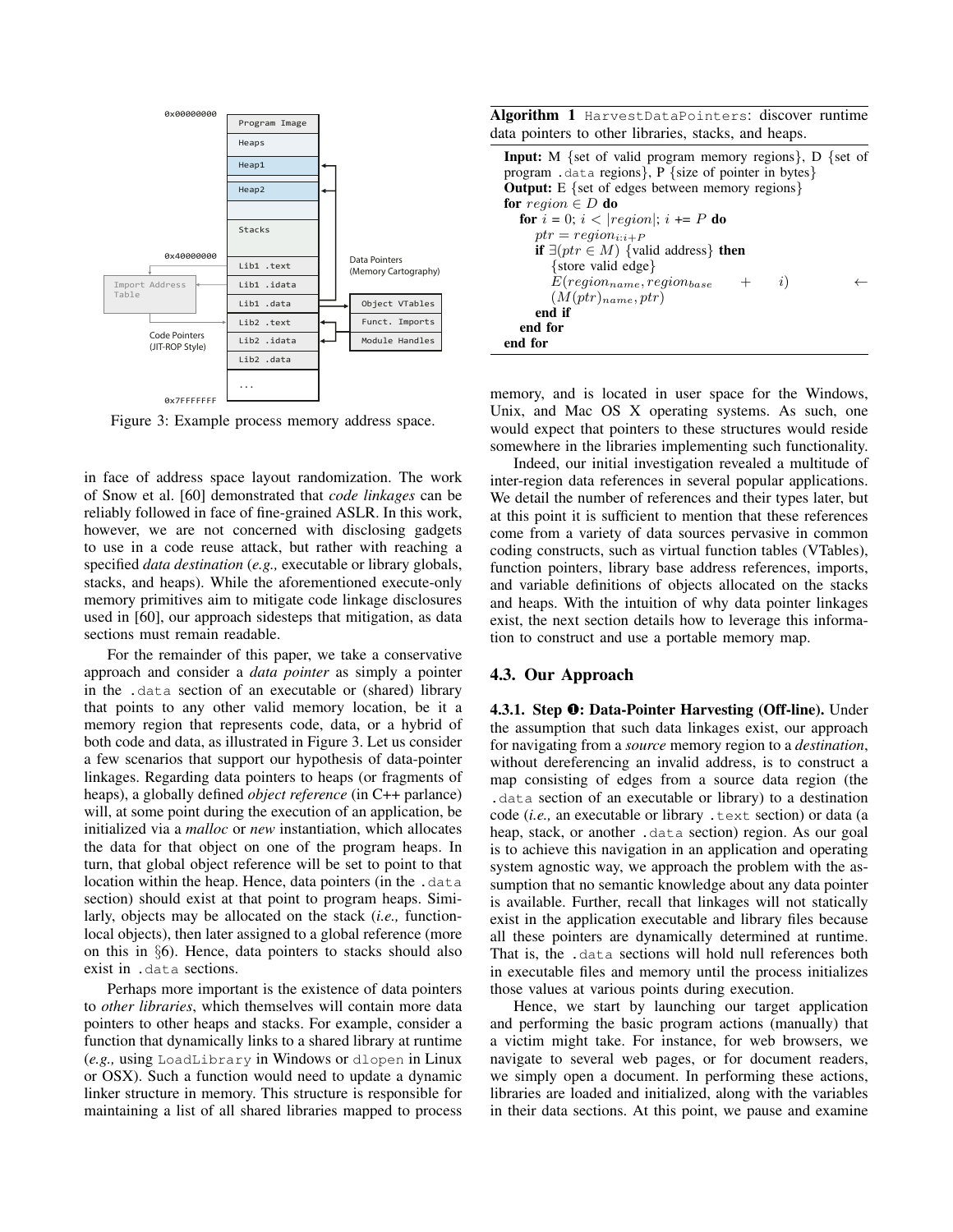0x00000000

Program Image
Heaps
Heap1
Heap2
Stacks

0x40000000

Lib1 .text
Lib1 .idata
Lib1 .data
Lib2 .text
Lib2 .idata
Lib2 .data
...

0x7FFFFFFF

Import Address Table

Code Pointers (JIT-ROP Style)

Data Pointers (Memory Cartography)

Object VTables
Funct. Imports
Module Handles

Figure 3: Example process memory address space.

in face of address space layout randomization. The work of Snow et al. [60] demonstrated that *code linkages* can be reliably followed in face of fine-grained ASLR. In this work, however, we are not concerned with disclosing gadgets to use in a code reuse attack, but rather with reaching a specified *data destination* (*e.g.,* executable or library globals, stacks, and heaps). While the aforementioned execute-only memory primitives aim to mitigate code linkage disclosures used in [60], our approach sidesteps that mitigation, as data sections must remain readable.

For the remainder of this paper, we take a conservative approach and consider a *data pointer* as simply a pointer in the `.data` section of an executable or (shared) library that points to any other valid memory location, be it a memory region that represents code, data, or a hybrid of both code and data, as illustrated in Figure 3. Let us consider a few scenarios that support our hypothesis of data-pointer linkages. Regarding data pointers to heaps (or fragments of heaps), a globally defined *object reference* (in C++ parlance) will, at some point during the execution of an application, be initialized via a *malloc* or *new* instantiation, which allocates the data for that object on one of the program heaps. In turn, that global object reference will be set to point to that location within the heap. Hence, data pointers (in the `.data` section) should exist at that point to program heaps. Similarly, objects may be allocated on the stack (*i.e.,* function-local objects), then later assigned to a global reference (more on this in §6). Hence, data pointers to stacks should also exist in `.data` sections.

Perhaps more important is the existence of data pointers to *other libraries*, which themselves will contain more data pointers to other heaps and stacks. For example, consider a function that dynamically links to a shared library at runtime (*e.g.,* using `LoadLibrary` in Windows or `dlopen` in Linux or OSX). Such a function would need to update a dynamic linker structure in memory. This structure is responsible for maintaining a list of all shared libraries mapped to process

**Algorithm 1** `HarvestDataPointers`: discover runtime data pointers to other libraries, stacks, and heaps.

**Input:** M {set of valid program memory regions}, D {set of program `.data` regions}, P {size of pointer in bytes}
**Output:** E {set of edges between memory regions}
**for** $region \in D$ **do**
  **for** $i$ = 0; $i < |region|$; $i$ += $P$ **do**
    $ptr = region_{i:i+P}$
    **if** $\exists(ptr \in M)$ {valid address} **then**
      {store valid edge}
      $E(region_{name}, region_{base} + i) \leftarrow (M(ptr)_{name}, ptr)$
    **end if**
  **end for**
**end for**

memory, and is located in user space for the Windows, Unix, and Mac OS X operating systems. As such, one would expect that pointers to these structures would reside somewhere in the libraries implementing such functionality.

Indeed, our initial investigation revealed a multitude of inter-region data references in several popular applications. We detail the number of references and their types later, but at this point it is sufficient to mention that these references come from a variety of data sources pervasive in common coding constructs, such as virtual function tables (VTables), function pointers, library base address references, imports, and variable definitions of objects allocated on the stacks and heaps. With the intuition of why data pointer linkages exist, the next section details how to leverage this information to construct and use a portable memory map.

### 4.3. Our Approach

**4.3.1. Step ❶: Data-Pointer Harvesting (Off-line).** Under the assumption that such data linkages exist, our approach for navigating from a *source* memory region to a *destination*, without dereferencing an invalid address, is to construct a map consisting of edges from a source data region (the `.data` section of an executable or library) to a destination code (*i.e.,* an executable or library `.text` section) or data (a heap, stack, or another `.data` section) region. As our goal is to achieve this navigation in an application and operating system agnostic way, we approach the problem with the assumption that no semantic knowledge about any data pointer is available. Further, recall that linkages will not statically exist in the application executable and library files because all these pointers are dynamically determined at runtime. That is, the `.data` sections will hold null references both in executable files and memory until the process initializes those values at various points during execution.

Hence, we start by launching our target application and performing the basic program actions (manually) that a victim might take. For instance, for web browsers, we navigate to several web pages, or for document readers, we simply open a document. In performing these actions, libraries are loaded and initialized, along with the variables in their data sections. At this point, we pause and examine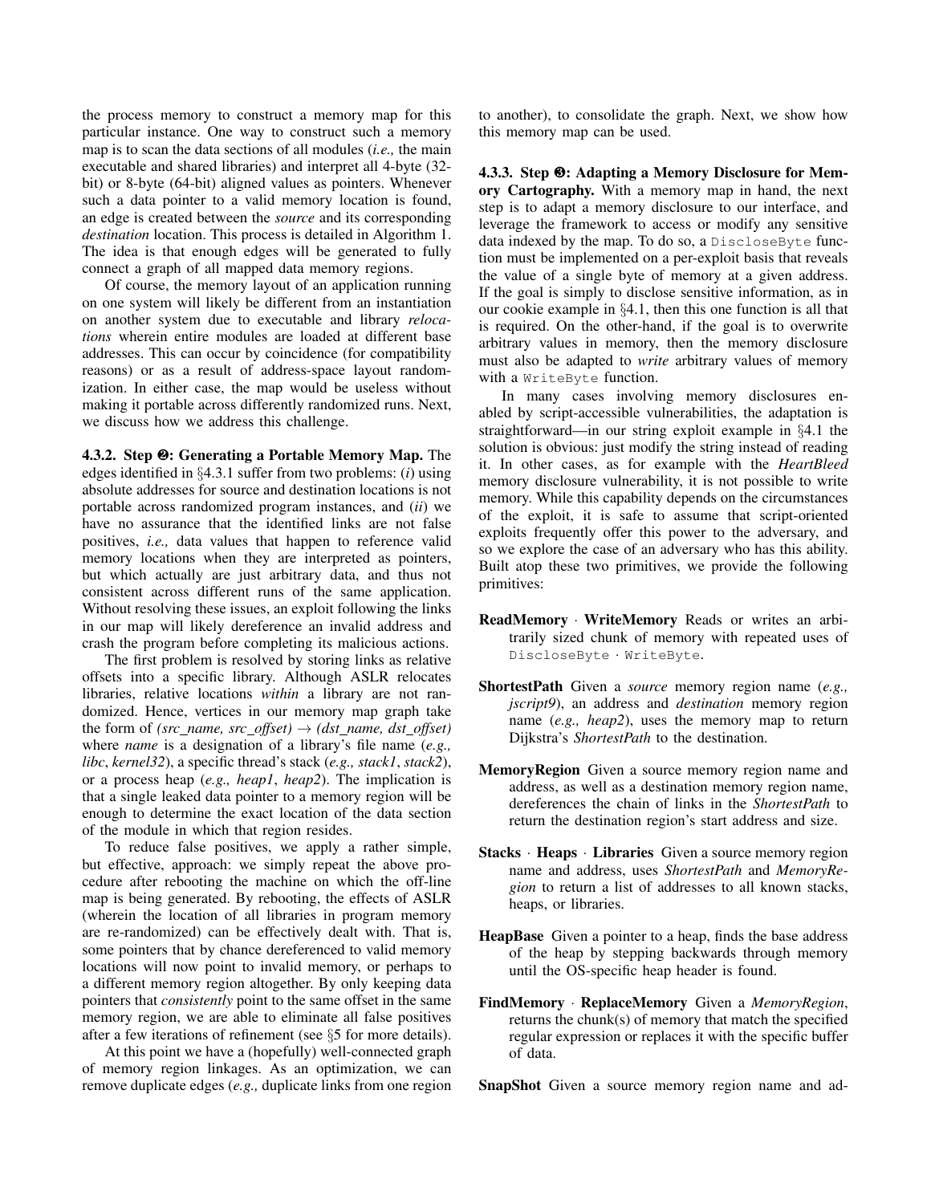the process memory to construct a memory map for this particular instance. One way to construct such a memory map is to scan the data sections of all modules (*i.e.,* the main executable and shared libraries) and interpret all 4-byte (32-bit) or 8-byte (64-bit) aligned values as pointers. Whenever such a data pointer to a valid memory location is found, an edge is created between the *source* and its corresponding *destination* location. This process is detailed in Algorithm 1. The idea is that enough edges will be generated to fully connect a graph of all mapped data memory regions.

Of course, the memory layout of an application running on one system will likely be different from an instantiation on another system due to executable and library *relocations* wherein entire modules are loaded at different base addresses. This can occur by coincidence (for compatibility reasons) or as a result of address-space layout randomization. In either case, the map would be useless without making it portable across differently randomized runs. Next, we discuss how we address this challenge.

**4.3.2. Step ❷: Generating a Portable Memory Map.** The edges identified in §4.3.1 suffer from two problems: (*i*) using absolute addresses for source and destination locations is not portable across randomized program instances, and (*ii*) we have no assurance that the identified links are not false positives, *i.e.,* data values that happen to reference valid memory locations when they are interpreted as pointers, but which actually are just arbitrary data, and thus not consistent across different runs of the same application. Without resolving these issues, an exploit following the links in our map will likely dereference an invalid address and crash the program before completing its malicious actions.

The first problem is resolved by storing links as relative offsets into a specific library. Although ASLR relocates libraries, relative locations *within* a library are not randomized. Hence, vertices in our memory map graph take the form of *(src_name, src_offset)* $\rightarrow$ *(dst_name, dst_offset)* where *name* is a designation of a library's file name (*e.g., libc*, *kernel32*), a specific thread's stack (*e.g., stack1*, *stack2*), or a process heap (*e.g., heap1*, *heap2*). The implication is that a single leaked data pointer to a memory region will be enough to determine the exact location of the data section of the module in which that region resides.

To reduce false positives, we apply a rather simple, but effective, approach: we simply repeat the above procedure after rebooting the machine on which the off-line map is being generated. By rebooting, the effects of ASLR (wherein the location of all libraries in program memory are re-randomized) can be effectively dealt with. That is, some pointers that by chance dereferenced to valid memory locations will now point to invalid memory, or perhaps to a different memory region altogether. By only keeping data pointers that *consistently* point to the same offset in the same memory region, we are able to eliminate all false positives after a few iterations of refinement (see §5 for more details).

At this point we have a (hopefully) well-connected graph of memory region linkages. As an optimization, we can remove duplicate edges (*e.g.,* duplicate links from one region to another), to consolidate the graph. Next, we show how this memory map can be used.

**4.3.3. Step ❸: Adapting a Memory Disclosure for Memory Cartography.** With a memory map in hand, the next step is to adapt a memory disclosure to our interface, and leverage the framework to access or modify any sensitive data indexed by the map. To do so, a `DiscloseByte` function must be implemented on a per-exploit basis that reveals the value of a single byte of memory at a given address. If the goal is simply to disclose sensitive information, as in our cookie example in §4.1, then this one function is all that is required. On the other-hand, if the goal is to overwrite arbitrary values in memory, then the memory disclosure must also be adapted to *write* arbitrary values of memory with a `WriteByte` function.

In many cases involving memory disclosures enabled by script-accessible vulnerabilities, the adaptation is straightforward—in our string exploit example in §4.1 the solution is obvious: just modify the string instead of reading it. In other cases, as for example with the *HeartBleed* memory disclosure vulnerability, it is not possible to write memory. While this capability depends on the circumstances of the exploit, it is safe to assume that script-oriented exploits frequently offer this power to the adversary, and so we explore the case of an adversary who has this ability. Built atop these two primitives, we provide the following primitives:

- **ReadMemory** · **WriteMemory** Reads or writes an arbitrarily sized chunk of memory with repeated uses of `DiscloseByte` · `WriteByte`.
- **ShortestPath** Given a *source* memory region name (*e.g., jscript9*), an address and *destination* memory region name (*e.g., heap2*), uses the memory map to return Dijkstra's *ShortestPath* to the destination.
- **MemoryRegion** Given a source memory region name and address, as well as a destination memory region name, dereferences the chain of links in the *ShortestPath* to return the destination region's start address and size.
- **Stacks** · **Heaps** · **Libraries** Given a source memory region name and address, uses *ShortestPath* and *MemoryRegion* to return a list of addresses to all known stacks, heaps, or libraries.
- **HeapBase** Given a pointer to a heap, finds the base address of the heap by stepping backwards through memory until the OS-specific heap header is found.
- **FindMemory** · **ReplaceMemory** Given a *MemoryRegion*, returns the chunk(s) of memory that match the specified regular expression or replaces it with the specific buffer of data.
- **SnapShot** Given a source memory region name and ad-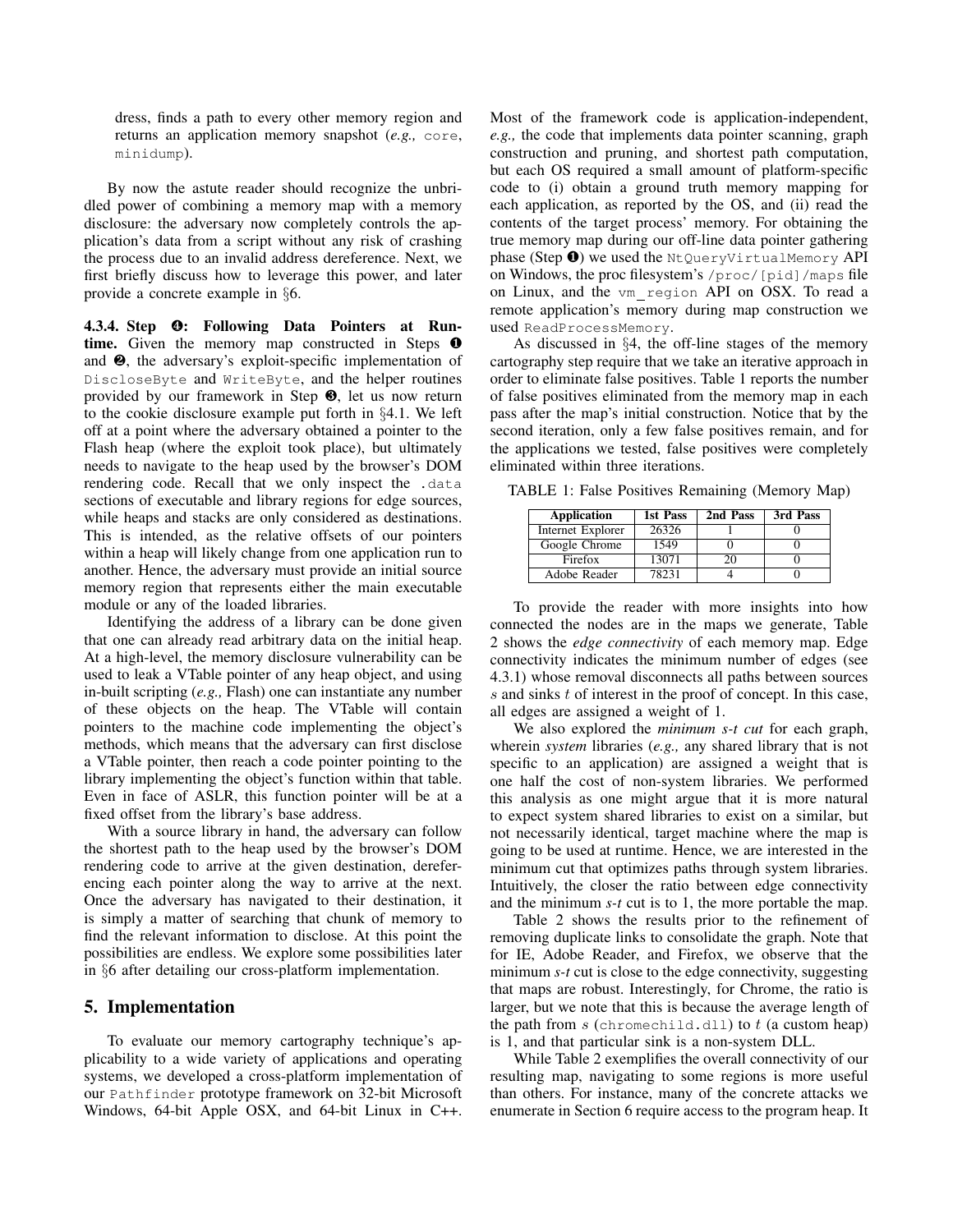dress, finds a path to every other memory region and returns an application memory snapshot (*e.g.,* `core`, `minidump`).

By now the astute reader should recognize the unbridled power of combining a memory map with a memory disclosure: the adversary now completely controls the application's data from a script without any risk of crashing the process due to an invalid address dereference. Next, we first briefly discuss how to leverage this power, and later provide a concrete example in §6.

**4.3.4. Step ❹: Following Data Pointers at Runtime.** Given the memory map constructed in Steps ❶ and ❷, the adversary's exploit-specific implementation of `DiscloseByte` and `WriteByte`, and the helper routines provided by our framework in Step ❸, let us now return to the cookie disclosure example put forth in §4.1. We left off at a point where the adversary obtained a pointer to the Flash heap (where the exploit took place), but ultimately needs to navigate to the heap used by the browser's DOM rendering code. Recall that we only inspect the `.data` sections of executable and library regions for edge sources, while heaps and stacks are only considered as destinations. This is intended, as the relative offsets of our pointers within a heap will likely change from one application run to another. Hence, the adversary must provide an initial source memory region that represents either the main executable module or any of the loaded libraries.

Identifying the address of a library can be done given that one can already read arbitrary data on the initial heap. At a high-level, the memory disclosure vulnerability can be used to leak a VTable pointer of any heap object, and using in-built scripting (*e.g.,* Flash) one can instantiate any number of these objects on the heap. The VTable will contain pointers to the machine code implementing the object's methods, which means that the adversary can first disclose a VTable pointer, then reach a code pointer pointing to the library implementing the object's function within that table. Even in face of ASLR, this function pointer will be at a fixed offset from the library's base address.

With a source library in hand, the adversary can follow the shortest path to the heap used by the browser's DOM rendering code to arrive at the given destination, dereferencing each pointer along the way to arrive at the next. Once the adversary has navigated to their destination, it is simply a matter of searching that chunk of memory to find the relevant information to disclose. At this point the possibilities are endless. We explore some possibilities later in §6 after detailing our cross-platform implementation.

## 5. Implementation

To evaluate our memory cartography technique's applicability to a wide variety of applications and operating systems, we developed a cross-platform implementation of our `Pathfinder` prototype framework on 32-bit Microsoft Windows, 64-bit Apple OSX, and 64-bit Linux in C++. Most of the framework code is application-independent, *e.g.,* the code that implements data pointer scanning, graph construction and pruning, and shortest path computation, but each OS required a small amount of platform-specific code to (i) obtain a ground truth memory mapping for each application, as reported by the OS, and (ii) read the contents of the target process' memory. For obtaining the true memory map during our off-line data pointer gathering phase (Step ❶) we used the `NtQueryVirtualMemory` API on Windows, the proc filesystem's `/proc/[pid]/maps` file on Linux, and the `vm_region` API on OSX. To read a remote application's memory during map construction we used `ReadProcessMemory`.

As discussed in §4, the off-line stages of the memory cartography step require that we take an iterative approach in order to eliminate false positives. Table 1 reports the number of false positives eliminated from the memory map in each pass after the map's initial construction. Notice that by the second iteration, only a few false positives remain, and for the applications we tested, false positives were completely eliminated within three iterations.

TABLE 1: False Positives Remaining (Memory Map)

| Application | 1st Pass | 2nd Pass | 3rd Pass |
|---|---|---|---|
| Internet Explorer | 26326 | 1 | 0 |
| Google Chrome | 1549 | 0 | 0 |
| Firefox | 13071 | 20 | 0 |
| Adobe Reader | 78231 | 4 | 0 |

To provide the reader with more insights into how connected the nodes are in the maps we generate, Table 2 shows the *edge connectivity* of each memory map. Edge connectivity indicates the minimum number of edges (see 4.3.1) whose removal disconnects all paths between sources $s$ and sinks $t$ of interest in the proof of concept. In this case, all edges are assigned a weight of 1.

We also explored the *minimum s-t cut* for each graph, wherein *system* libraries (*e.g.,* any shared library that is not specific to an application) are assigned a weight that is one half the cost of non-system libraries. We performed this analysis as one might argue that it is more natural to expect system shared libraries to exist on a similar, but not necessarily identical, target machine where the map is going to be used at runtime. Hence, we are interested in the minimum cut that optimizes paths through system libraries. Intuitively, the closer the ratio between edge connectivity and the minimum *s-t* cut is to 1, the more portable the map.

Table 2 shows the results prior to the refinement of removing duplicate links to consolidate the graph. Note that for IE, Adobe Reader, and Firefox, we observe that the minimum *s-t* cut is close to the edge connectivity, suggesting that maps are robust. Interestingly, for Chrome, the ratio is larger, but we note that this is because the average length of the path from $s$ (`chromechild.dll`) to $t$ (a custom heap) is 1, and that particular sink is a non-system DLL.

While Table 2 exemplifies the overall connectivity of our resulting map, navigating to some regions is more useful than others. For instance, many of the concrete attacks we enumerate in Section 6 require access to the program heap. It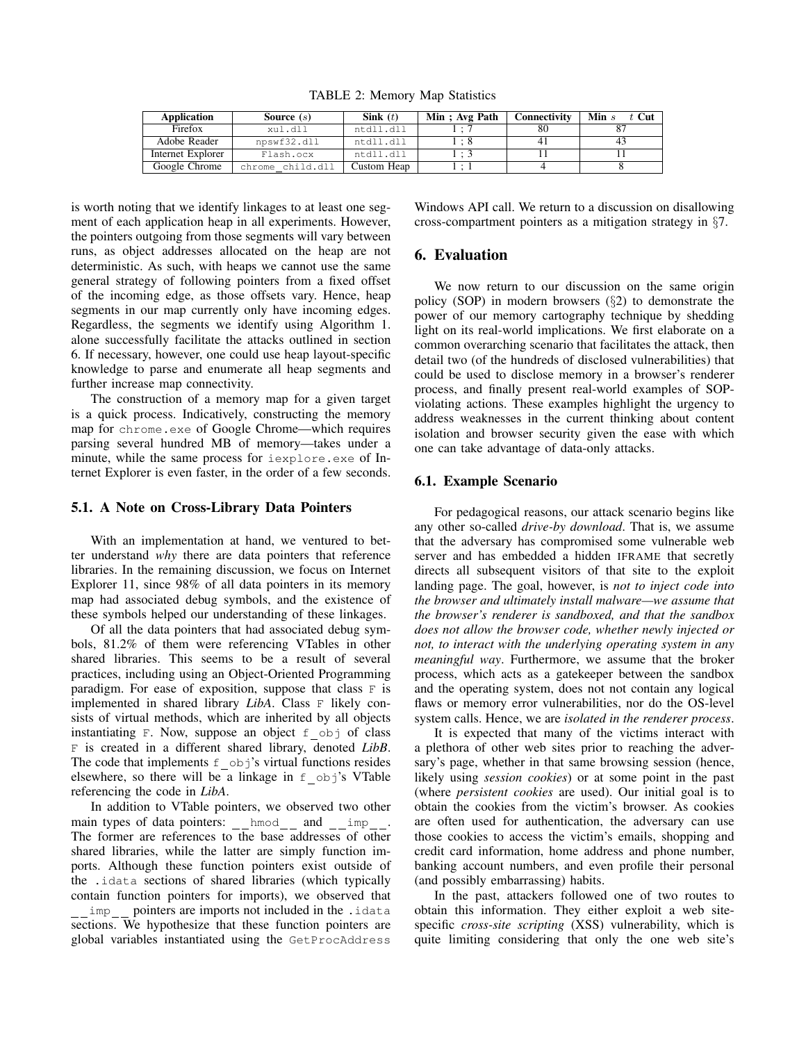TABLE 2: Memory Map Statistics

| Application | Source ($s$) | Sink ($t$) | Min ; Avg Path | Connectivity | Min $s$ $t$ Cut |
|---|---|---|---|---|---|
| Firefox | xul.dll | ntdll.dll | 1 ; 7 | 80 | 87 |
| Adobe Reader | npswf32.dll | ntdll.dll | 1 ; 8 | 41 | 43 |
| Internet Explorer | Flash.ocx | ntdll.dll | 1 ; 3 | 11 | 11 |
| Google Chrome | chrome_child.dll | Custom Heap | 1 ; 1 | 4 | 8 |

is worth noting that we identify linkages to at least one segment of each application heap in all experiments. However, the pointers outgoing from those segments will vary between runs, as object addresses allocated on the heap are not deterministic. As such, with heaps we cannot use the same general strategy of following pointers from a fixed offset of the incoming edge, as those offsets vary. Hence, heap segments in our map currently only have incoming edges. Regardless, the segments we identify using Algorithm 1. alone successfully facilitate the attacks outlined in section 6. If necessary, however, one could use heap layout-specific knowledge to parse and enumerate all heap segments and further increase map connectivity.

The construction of a memory map for a given target is a quick process. Indicatively, constructing the memory map for `chrome.exe` of Google Chrome—which requires parsing several hundred MB of memory—takes under a minute, while the same process for `iexplore.exe` of Internet Explorer is even faster, in the order of a few seconds.

### 5.1. A Note on Cross-Library Data Pointers

With an implementation at hand, we ventured to better understand *why* there are data pointers that reference libraries. In the remaining discussion, we focus on Internet Explorer 11, since 98% of all data pointers in its memory map had associated debug symbols, and the existence of these symbols helped our understanding of these linkages.

Of all the data pointers that had associated debug symbols, 81.2% of them were referencing VTables in other shared libraries. This seems to be a result of several practices, including using an Object-Oriented Programming paradigm. For ease of exposition, suppose that class `F` is implemented in shared library ***LibA***. Class `F` likely consists of virtual methods, which are inherited by all objects instantiating `F`. Now, suppose an object `f_obj` of class `F` is created in a different shared library, denoted ***LibB***. The code that implements `f_obj`'s virtual functions resides elsewhere, so there will be a linkage in `f_obj`'s VTable referencing the code in ***LibA***.

In addition to VTable pointers, we observed two other main types of data pointers: `__hmod__` and `__imp__`. The former are references to the base addresses of other shared libraries, while the latter are simply function imports. Although these function pointers exist outside of the `.idata` sections of shared libraries (which typically contain function pointers for imports), we observed that `__imp__` pointers are imports not included in the `.idata` sections. We hypothesize that these function pointers are global variables instantiated using the `GetProcAddress` Windows API call. We return to a discussion on disallowing cross-compartment pointers as a mitigation strategy in §7.

## 6. Evaluation

We now return to our discussion on the same origin policy (SOP) in modern browsers (§2) to demonstrate the power of our memory cartography technique by shedding light on its real-world implications. We first elaborate on a common overarching scenario that facilitates the attack, then detail two (of the hundreds of disclosed vulnerabilities) that could be used to disclose memory in a browser's renderer process, and finally present real-world examples of SOP-violating actions. These examples highlight the urgency to address weaknesses in the current thinking about content isolation and browser security given the ease with which one can take advantage of data-only attacks.

### 6.1. Example Scenario

For pedagogical reasons, our attack scenario begins like any other so-called *drive-by download*. That is, we assume that the adversary has compromised some vulnerable web server and has embedded a hidden IFRAME that secretly directs all subsequent visitors of that site to the exploit landing page. The goal, however, is *not to inject code into the browser and ultimately install malware—we assume that the browser's renderer is sandboxed, and that the sandbox does not allow the browser code, whether newly injected or not, to interact with the underlying operating system in any meaningful way*. Furthermore, we assume that the broker process, which acts as a gatekeeper between the sandbox and the operating system, does not not contain any logical flaws or memory error vulnerabilities, nor do the OS-level system calls. Hence, we are *isolated in the renderer process*.

It is expected that many of the victims interact with a plethora of other web sites prior to reaching the adversary's page, whether in that same browsing session (hence, likely using *session cookies*) or at some point in the past (where *persistent cookies* are used). Our initial goal is to obtain the cookies from the victim's browser. As cookies are often used for authentication, the adversary can use those cookies to access the victim's emails, shopping and credit card information, home address and phone number, banking account numbers, and even profile their personal (and possibly embarrassing) habits.

In the past, attackers followed one of two routes to obtain this information. They either exploit a web site-specific *cross-site scripting* (XSS) vulnerability, which is quite limiting considering that only the one web site's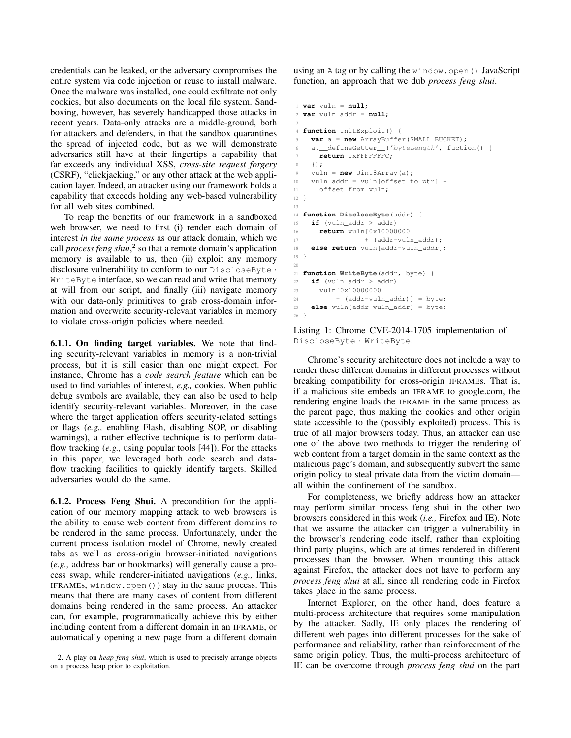credentials can be leaked, or the adversary compromises the entire system via code injection or reuse to install malware. Once the malware was installed, one could exfiltrate not only cookies, but also documents on the local file system. Sandboxing, however, has severely handicapped those attacks in recent years. Data-only attacks are a middle-ground, both for attackers and defenders, in that the sandbox quarantines the spread of injected code, but as we will demonstrate adversaries still have at their fingertips a capability that far exceeds any individual XSS, *cross-site request forgery* (CSRF), "clickjacking," or any other attack at the web application layer. Indeed, an attacker using our framework holds a capability that exceeds holding any web-based vulnerability for all web sites combined.

To reap the benefits of our framework in a sandboxed web browser, we need to first (i) render each domain of interest *in the same process* as our attack domain, which we call *process feng shui*,[2] so that a remote domain's application memory is available to us, then (ii) exploit any memory disclosure vulnerability to conform to our `DiscloseByte` · `WriteByte` interface, so we can read and write that memory at will from our script, and finally (iii) navigate memory with our data-only primitives to grab cross-domain information and overwrite security-relevant variables in memory to violate cross-origin policies where needed.

**6.1.1. On finding target variables.** We note that finding security-relevant variables in memory is a non-trivial process, but it is still easier than one might expect. For instance, Chrome has a *code search feature* which can be used to find variables of interest, *e.g.,* cookies. When public debug symbols are available, they can also be used to help identify security-relevant variables. Moreover, in the case where the target application offers security-related settings or flags (*e.g.,* enabling Flash, disabling SOP, or disabling warnings), a rather effective technique is to perform data-flow tracking (*e.g.,* using popular tools [44]). For the attacks in this paper, we leveraged both code search and data-flow tracking facilities to quickly identify targets. Skilled adversaries would do the same.

**6.1.2. Process Feng Shui.** A precondition for the application of our memory mapping attack to web browsers is the ability to cause web content from different domains to be rendered in the same process. Unfortunately, under the current process isolation model of Chrome, newly created tabs as well as cross-origin browser-initiated navigations (*e.g.,* address bar or bookmarks) will generally cause a process swap, while renderer-initiated navigations (*e.g.,* links, IFRAMEs, `window.open()`) stay in the same process. This means that there are many cases of content from different domains being rendered in the same process. An attacker can, for example, programmatically achieve this by either including content from a different domain in an IFRAME, or automatically opening a new page from a different domain using an `A` tag or by calling the `window.open()` JavaScript function, an approach that we dub *process feng shui*.

```
1  var vuln = null;
2  var vuln_addr = null;
3
4  function InitExploit() {
5    var a = new ArrayBuffer(SMALL_BUCKET);
6    a.__defineGetter__('byteLength', fuction() {
7      return 0xFFFFFFFC;
8    });
9    vuln = new Uint8Array(a);
10   vuln_addr = vuln[offset_to_ptr] -
11     offset_from_vuln;
12 }
13
14 function DiscloseByte(addr) {
15   if (vuln_addr > addr)
16     return vuln[0x10000000
17                 + (addr-vuln_addr);
18   else return vuln[addr-vuln_addr];
19 }
20
21 function WriteByte(addr, byte) {
22   if (vuln_addr > addr)
23     vuln[0x10000000
24          + (addr-vuln_addr)] = byte;
25   else vuln[addr-vuln_addr] = byte;
26 }
```

Listing 1: Chrome CVE-2014-1705 implementation of `DiscloseByte` · `WriteByte`.

Chrome's security architecture does not include a way to render these different domains in different processes without breaking compatibility for cross-origin IFRAMEs. That is, if a malicious site embeds an IFRAME to google.com, the rendering engine loads the IFRAME in the same process as the parent page, thus making the cookies and other origin state accessible to the (possibly exploited) process. This is true of all major browsers today. Thus, an attacker can use one of the above two methods to trigger the rendering of web content from a target domain in the same context as the malicious page's domain, and subsequently subvert the same origin policy to steal private data from the victim domain—all within the confinement of the sandbox.

For completeness, we briefly address how an attacker may perform similar process feng shui in the other two browsers considered in this work (*i.e.,* Firefox and IE). Note that we assume the attacker can trigger a vulnerability in the browser's rendering code itself, rather than exploiting third party plugins, which are at times rendered in different processes than the browser. When mounting this attack against Firefox, the attacker does not have to perform any *process feng shui* at all, since all rendering code in Firefox takes place in the same process.

Internet Explorer, on the other hand, does feature a multi-process architecture that requires some manipulation by the attacker. Sadly, IE only places the rendering of different web pages into different processes for the sake of performance and reliability, rather than reinforcement of the same origin policy. Thus, the multi-process architecture of IE can be overcome through *process feng shui* on the part

2. A play on *heap feng shui*, which is used to precisely arrange objects on a process heap prior to exploitation.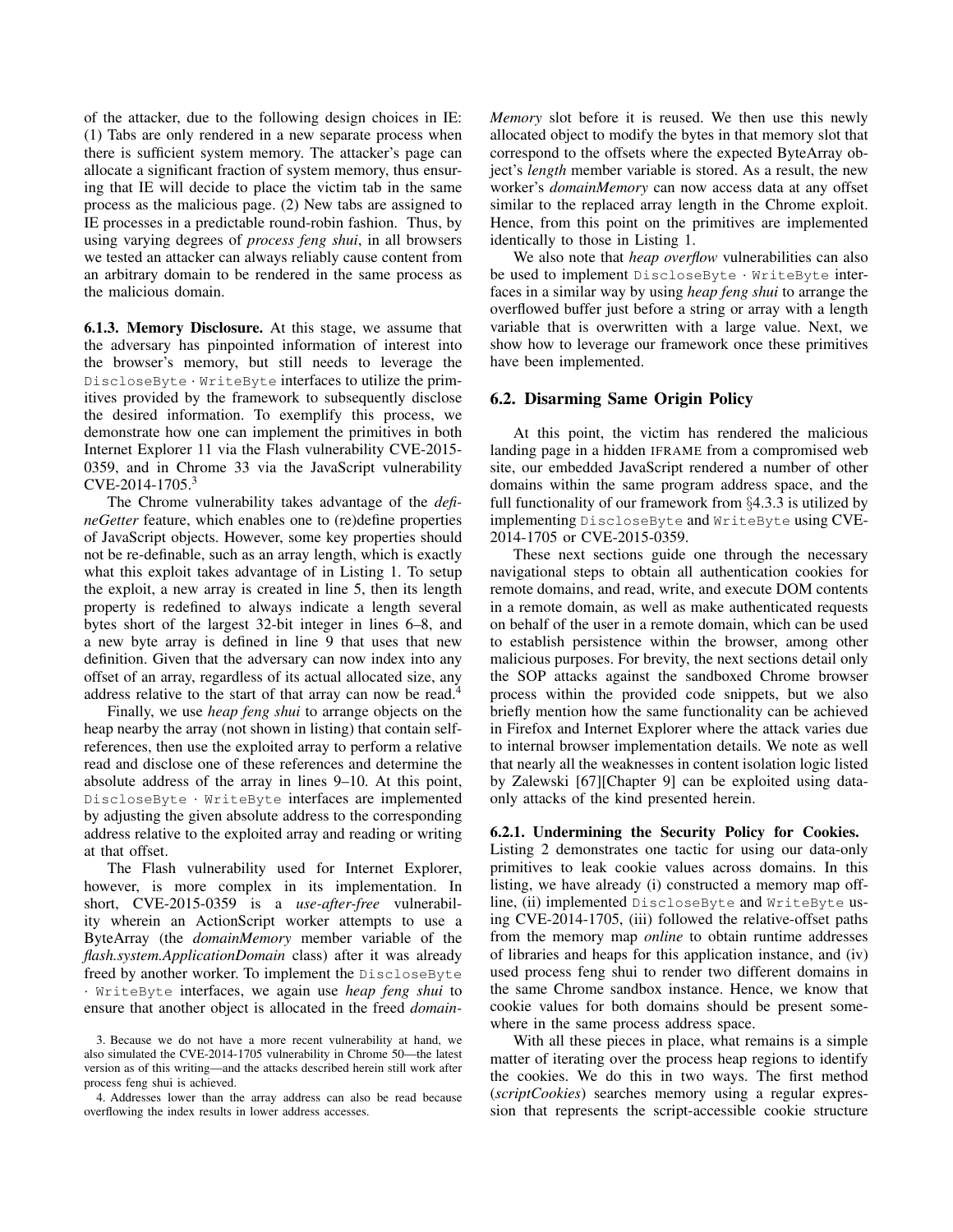of the attacker, due to the following design choices in IE: (1) Tabs are only rendered in a new separate process when there is sufficient system memory. The attacker's page can allocate a significant fraction of system memory, thus ensuring that IE will decide to place the victim tab in the same process as the malicious page. (2) New tabs are assigned to IE processes in a predictable round-robin fashion. Thus, by using varying degrees of *process feng shui*, in all browsers we tested an attacker can always reliably cause content from an arbitrary domain to be rendered in the same process as the malicious domain.

**6.1.3. Memory Disclosure.** At this stage, we assume that the adversary has pinpointed information of interest into the browser's memory, but still needs to leverage the `DiscloseByte` · `WriteByte` interfaces to utilize the primitives provided by the framework to subsequently disclose the desired information. To exemplify this process, we demonstrate how one can implement the primitives in both Internet Explorer 11 via the Flash vulnerability CVE-2015-0359, and in Chrome 33 via the JavaScript vulnerability CVE-2014-1705.[3]

The Chrome vulnerability takes advantage of the *defineGetter* feature, which enables one to (re)define properties of JavaScript objects. However, some key properties should not be re-definable, such as an array length, which is exactly what this exploit takes advantage of in Listing 1. To setup the exploit, a new array is created in line 5, then its length property is redefined to always indicate a length several bytes short of the largest 32-bit integer in lines 6–8, and a new byte array is defined in line 9 that uses that new definition. Given that the adversary can now index into any offset of an array, regardless of its actual allocated size, any address relative to the start of that array can now be read.[4]

Finally, we use *heap feng shui* to arrange objects on the heap nearby the array (not shown in listing) that contain self-references, then use the exploited array to perform a relative read and disclose one of these references and determine the absolute address of the array in lines 9–10. At this point, `DiscloseByte` · `WriteByte` interfaces are implemented by adjusting the given absolute address to the corresponding address relative to the exploited array and reading or writing at that offset.

The Flash vulnerability used for Internet Explorer, however, is more complex in its implementation. In short, CVE-2015-0359 is a *use-after-free* vulnerability wherein an ActionScript worker attempts to use a ByteArray (the *domainMemory* member variable of the *flash.system.ApplicationDomain* class) after it was already freed by another worker. To implement the `DiscloseByte` · `WriteByte` interfaces, we again use *heap feng shui* to ensure that another object is allocated in the freed *domainMemory* slot before it is reused. We then use this newly allocated object to modify the bytes in that memory slot that correspond to the offsets where the expected ByteArray object's *length* member variable is stored. As a result, the new worker's *domainMemory* can now access data at any offset similar to the replaced array length in the Chrome exploit. Hence, from this point on the primitives are implemented identically to those in Listing 1.

We also note that *heap overflow* vulnerabilities can also be used to implement `DiscloseByte` · `WriteByte` interfaces in a similar way by using *heap feng shui* to arrange the overflowed buffer just before a string or array with a length variable that is overwritten with a large value. Next, we show how to leverage our framework once these primitives have been implemented.

### 6.2. Disarming Same Origin Policy

At this point, the victim has rendered the malicious landing page in a hidden IFRAME from a compromised web site, our embedded JavaScript rendered a number of other domains within the same program address space, and the full functionality of our framework from §4.3.3 is utilized by implementing `DiscloseByte` and `WriteByte` using CVE-2014-1705 or CVE-2015-0359.

These next sections guide one through the necessary navigational steps to obtain all authentication cookies for remote domains, and read, write, and execute DOM contents in a remote domain, as well as make authenticated requests on behalf of the user in a remote domain, which can be used to establish persistence within the browser, among other malicious purposes. For brevity, the next sections detail only the SOP attacks against the sandboxed Chrome browser process within the provided code snippets, but we also briefly mention how the same functionality can be achieved in Firefox and Internet Explorer where the attack varies due to internal browser implementation details. We note as well that nearly all the weaknesses in content isolation logic listed by Zalewski [67][Chapter 9] can be exploited using data-only attacks of the kind presented herein.

**6.2.1. Undermining the Security Policy for Cookies.** Listing 2 demonstrates one tactic for using our data-only primitives to leak cookie values across domains. In this listing, we have already (i) constructed a memory map offline, (ii) implemented `DiscloseByte` and `WriteByte` using CVE-2014-1705, (iii) followed the relative-offset paths from the memory map *online* to obtain runtime addresses of libraries and heaps for this application instance, and (iv) used process feng shui to render two different domains in the same Chrome sandbox instance. Hence, we know that cookie values for both domains should be present somewhere in the same process address space.

With all these pieces in place, what remains is a simple matter of iterating over the process heap regions to identify the cookies. We do this in two ways. The first method (*scriptCookies*) searches memory using a regular expression that represents the script-accessible cookie structure

3. Because we do not have a more recent vulnerability at hand, we also simulated the CVE-2014-1705 vulnerability in Chrome 50—the latest version as of this writing—and the attacks described herein still work after process feng shui is achieved.

4. Addresses lower than the array address can also be read because overflowing the index results in lower address accesses.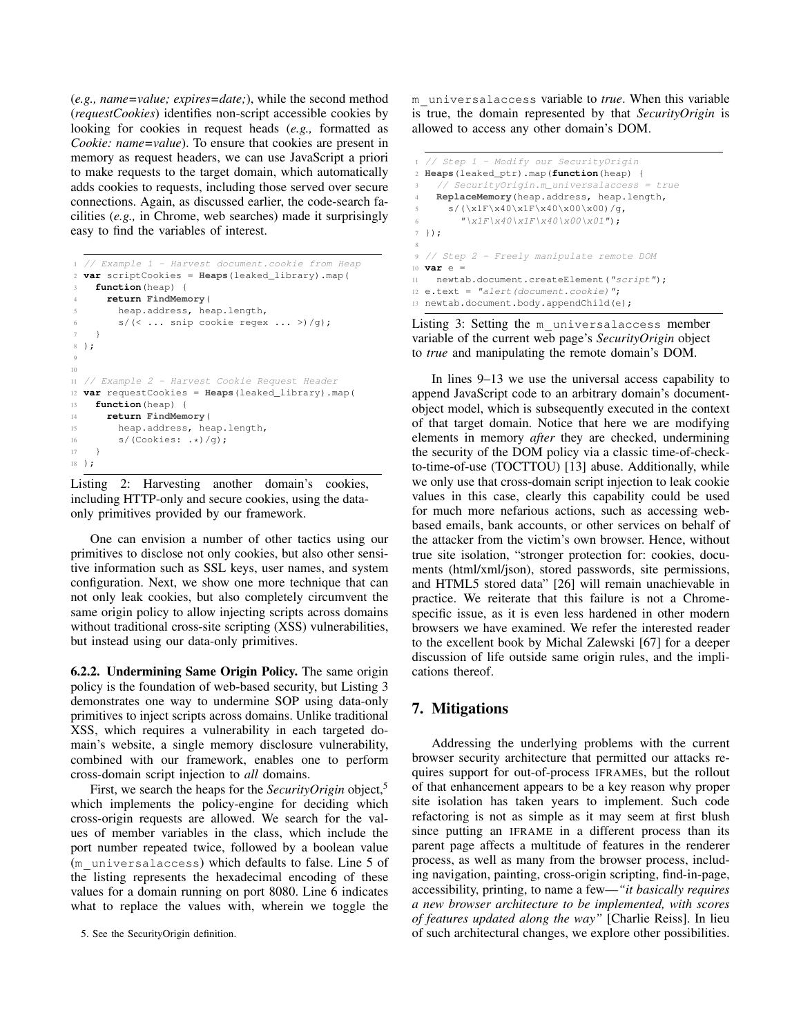(*e.g., name=value; expires=date;*), while the second method (*requestCookies*) identifies non-script accessible cookies by looking for cookies in request heads (*e.g.,* formatted as *Cookie: name=value*). To ensure that cookies are present in memory as request headers, we can use JavaScript a priori to make requests to the target domain, which automatically adds cookies to requests, including those served over secure connections. Again, as discussed earlier, the code-search facilities (*e.g.,* in Chrome, web searches) made it surprisingly easy to find the variables of interest.

```
// Example 1 - Harvest document.cookie from Heap
var scriptCookies = Heaps(leaked_library).map(
  function(heap) {
    return FindMemory(
      heap.address, heap.length,
      s/(< ... snip cookie regex ... >)/g);
  }
);


// Example 2 - Harvest Cookie Request Header
var requestCookies = Heaps(leaked_library).map(
  function(heap) {
    return FindMemory(
      heap.address, heap.length,
      s/(Cookies: .*)/g);
  }
);
```

Listing 2: Harvesting another domain's cookies, including HTTP-only and secure cookies, using the data-only primitives provided by our framework.

One can envision a number of other tactics using our primitives to disclose not only cookies, but also other sensitive information such as SSL keys, user names, and system configuration. Next, we show one more technique that can not only leak cookies, but also completely circumvent the same origin policy to allow injecting scripts across domains without traditional cross-site scripting (XSS) vulnerabilities, but instead using our data-only primitives.

**6.2.2. Undermining Same Origin Policy.** The same origin policy is the foundation of web-based security, but Listing 3 demonstrates one way to undermine SOP using data-only primitives to inject scripts across domains. Unlike traditional XSS, which requires a vulnerability in each targeted domain's website, a single memory disclosure vulnerability, combined with our framework, enables one to perform cross-domain script injection to *all* domains.

First, we search the heaps for the *SecurityOrigin* object,[5] which implements the policy-engine for deciding which cross-origin requests are allowed. We search for the values of member variables in the class, which include the port number repeated twice, followed by a boolean value (m_universalaccess) which defaults to false. Line 5 of the listing represents the hexadecimal encoding of these values for a domain running on port 8080. Line 6 indicates what to replace the values with, wherein we toggle the m_universalaccess variable to *true*. When this variable is true, the domain represented by that *SecurityOrigin* is allowed to access any other domain's DOM.

```
// Step 1 - Modify our SecurityOrigin
Heaps(leaked_ptr).map(function(heap) {
  // SecurityOrigin.m_universalaccess = true
  ReplaceMemory(heap.address, heap.length,
    s/(\x1F\x40\x1F\x40\x00\x00)/g,
      "\x1F\x40\x1F\x40\x00\x01");
});

// Step 2 - Freely manipulate remote DOM
var e =
  newtab.document.createElement("script");
e.text = "alert(document.cookie)";
newtab.document.body.appendChild(e);
```

Listing 3: Setting the m_universalaccess member variable of the current web page's *SecurityOrigin* object to *true* and manipulating the remote domain's DOM.

In lines 9–13 we use the universal access capability to append JavaScript code to an arbitrary domain's document-object model, which is subsequently executed in the context of that target domain. Notice that here we are modifying elements in memory *after* they are checked, undermining the security of the DOM policy via a classic time-of-check-to-time-of-use (TOCTTOU) [13] abuse. Additionally, while we only use that cross-domain script injection to leak cookie values in this case, clearly this capability could be used for much more nefarious actions, such as accessing web-based emails, bank accounts, or other services on behalf of the attacker from the victim's own browser. Hence, without true site isolation, "stronger protection for: cookies, documents (html/xml/json), stored passwords, site permissions, and HTML5 stored data" [26] will remain unachievable in practice. We reiterate that this failure is not a Chrome-specific issue, as it is even less hardened in other modern browsers we have examined. We refer the interested reader to the excellent book by Michal Zalewski [67] for a deeper discussion of life outside same origin rules, and the implications thereof.

## 7. Mitigations

Addressing the underlying problems with the current browser security architecture that permitted our attacks requires support for out-of-process IFRAMEs, but the rollout of that enhancement appears to be a key reason why proper site isolation has taken years to implement. Such code refactoring is not as simple as it may seem at first blush since putting an IFRAME in a different process than its parent page affects a multitude of features in the renderer process, as well as many from the browser process, including navigation, painting, cross-origin scripting, find-in-page, accessibility, printing, to name a few—*"it basically requires a new browser architecture to be implemented, with scores of features updated along the way"* [Charlie Reiss]. In lieu of such architectural changes, we explore other possibilities.

5. See the SecurityOrigin definition.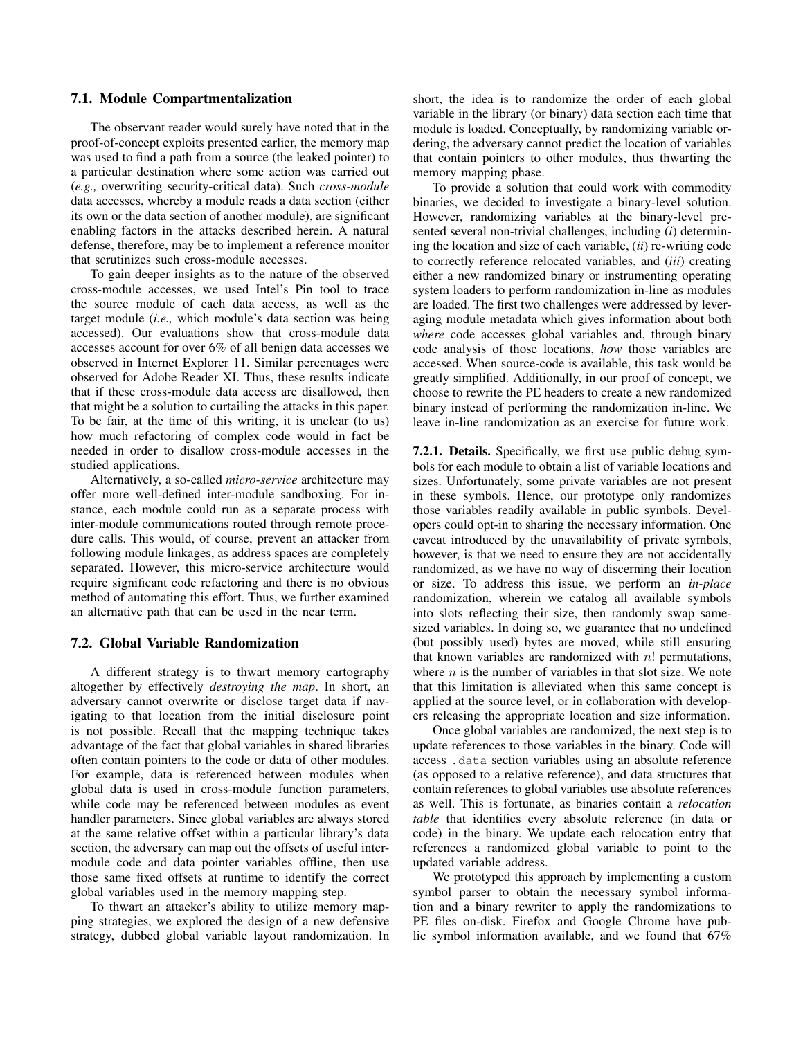### 7.1. Module Compartmentalization

The observant reader would surely have noted that in the proof-of-concept exploits presented earlier, the memory map was used to find a path from a source (the leaked pointer) to a particular destination where some action was carried out (*e.g.,* overwriting security-critical data). Such *cross-module* data accesses, whereby a module reads a data section (either its own or the data section of another module), are significant enabling factors in the attacks described herein. A natural defense, therefore, may be to implement a reference monitor that scrutinizes such cross-module accesses.

To gain deeper insights as to the nature of the observed cross-module accesses, we used Intel's Pin tool to trace the source module of each data access, as well as the target module (*i.e.,* which module's data section was being accessed). Our evaluations show that cross-module data accesses account for over 6% of all benign data accesses we observed in Internet Explorer 11. Similar percentages were observed for Adobe Reader XI. Thus, these results indicate that if these cross-module data access are disallowed, then that might be a solution to curtailing the attacks in this paper. To be fair, at the time of this writing, it is unclear (to us) how much refactoring of complex code would in fact be needed in order to disallow cross-module accesses in the studied applications.

Alternatively, a so-called *micro-service* architecture may offer more well-defined inter-module sandboxing. For instance, each module could run as a separate process with inter-module communications routed through remote procedure calls. This would, of course, prevent an attacker from following module linkages, as address spaces are completely separated. However, this micro-service architecture would require significant code refactoring and there is no obvious method of automating this effort. Thus, we further examined an alternative path that can be used in the near term.

### 7.2. Global Variable Randomization

A different strategy is to thwart memory cartography altogether by effectively *destroying the map*. In short, an adversary cannot overwrite or disclose target data if navigating to that location from the initial disclosure point is not possible. Recall that the mapping technique takes advantage of the fact that global variables in shared libraries often contain pointers to the code or data of other modules. For example, data is referenced between modules when global data is used in cross-module function parameters, while code may be referenced between modules as event handler parameters. Since global variables are always stored at the same relative offset within a particular library's data section, the adversary can map out the offsets of useful inter-module code and data pointer variables offline, then use those same fixed offsets at runtime to identify the correct global variables used in the memory mapping step.

To thwart an attacker's ability to utilize memory mapping strategies, we explored the design of a new defensive strategy, dubbed global variable layout randomization. In short, the idea is to randomize the order of each global variable in the library (or binary) data section each time that module is loaded. Conceptually, by randomizing variable ordering, the adversary cannot predict the location of variables that contain pointers to other modules, thus thwarting the memory mapping phase.

To provide a solution that could work with commodity binaries, we decided to investigate a binary-level solution. However, randomizing variables at the binary-level presented several non-trivial challenges, including (*i*) determining the location and size of each variable, (*ii*) re-writing code to correctly reference relocated variables, and (*iii*) creating either a new randomized binary or instrumenting operating system loaders to perform randomization in-line as modules are loaded. The first two challenges were addressed by leveraging module metadata which gives information about both *where* code accesses global variables and, through binary code analysis of those locations, *how* those variables are accessed. When source-code is available, this task would be greatly simplified. Additionally, in our proof of concept, we choose to rewrite the PE headers to create a new randomized binary instead of performing the randomization in-line. We leave in-line randomization as an exercise for future work.

**7.2.1. Details.** Specifically, we first use public debug symbols for each module to obtain a list of variable locations and sizes. Unfortunately, some private variables are not present in these symbols. Hence, our prototype only randomizes those variables readily available in public symbols. Developers could opt-in to sharing the necessary information. One caveat introduced by the unavailability of private symbols, however, is that we need to ensure they are not accidentally randomized, as we have no way of discerning their location or size. To address this issue, we perform an *in-place* randomization, wherein we catalog all available symbols into slots reflecting their size, then randomly swap same-sized variables. In doing so, we guarantee that no undefined (but possibly used) bytes are moved, while still ensuring that known variables are randomized with $n!$ permutations, where $n$ is the number of variables in that slot size. We note that this limitation is alleviated when this same concept is applied at the source level, or in collaboration with developers releasing the appropriate location and size information.

Once global variables are randomized, the next step is to update references to those variables in the binary. Code will access `.data` section variables using an absolute reference (as opposed to a relative reference), and data structures that contain references to global variables use absolute references as well. This is fortunate, as binaries contain a *relocation table* that identifies every absolute reference (in data or code) in the binary. We update each relocation entry that references a randomized global variable to point to the updated variable address.

We prototyped this approach by implementing a custom symbol parser to obtain the necessary symbol information and a binary rewriter to apply the randomizations to PE files on-disk. Firefox and Google Chrome have public symbol information available, and we found that 67%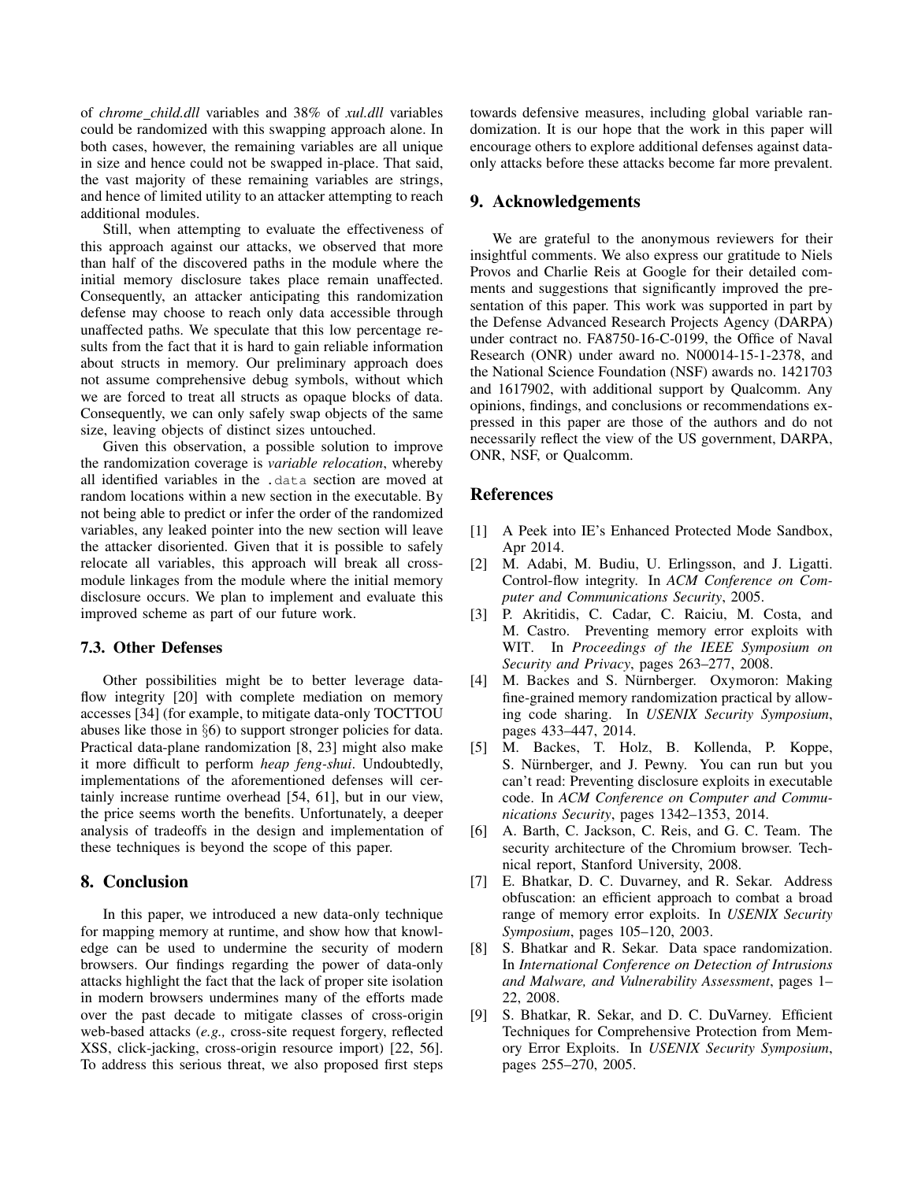of *chrome_child.dll* variables and 38% of *xul.dll* variables could be randomized with this swapping approach alone. In both cases, however, the remaining variables are all unique in size and hence could not be swapped in-place. That said, the vast majority of these remaining variables are strings, and hence of limited utility to an attacker attempting to reach additional modules.

Still, when attempting to evaluate the effectiveness of this approach against our attacks, we observed that more than half of the discovered paths in the module where the initial memory disclosure takes place remain unaffected. Consequently, an attacker anticipating this randomization defense may choose to reach only data accessible through unaffected paths. We speculate that this low percentage results from the fact that it is hard to gain reliable information about structs in memory. Our preliminary approach does not assume comprehensive debug symbols, without which we are forced to treat all structs as opaque blocks of data. Consequently, we can only safely swap objects of the same size, leaving objects of distinct sizes untouched.

Given this observation, a possible solution to improve the randomization coverage is *variable relocation*, whereby all identified variables in the `.data` section are moved at random locations within a new section in the executable. By not being able to predict or infer the order of the randomized variables, any leaked pointer into the new section will leave the attacker disoriented. Given that it is possible to safely relocate all variables, this approach will break all cross-module linkages from the module where the initial memory disclosure occurs. We plan to implement and evaluate this improved scheme as part of our future work.

### 7.3. Other Defenses

Other possibilities might be to better leverage data-flow integrity [20] with complete mediation on memory accesses [34] (for example, to mitigate data-only TOCTTOU abuses like those in §6) to support stronger policies for data. Practical data-plane randomization [8, 23] might also make it more difficult to perform *heap feng-shui*. Undoubtedly, implementations of the aforementioned defenses will certainly increase runtime overhead [54, 61], but in our view, the price seems worth the benefits. Unfortunately, a deeper analysis of tradeoffs in the design and implementation of these techniques is beyond the scope of this paper.

## 8. Conclusion

In this paper, we introduced a new data-only technique for mapping memory at runtime, and show how that knowledge can be used to undermine the security of modern browsers. Our findings regarding the power of data-only attacks highlight the fact that the lack of proper site isolation in modern browsers undermines many of the efforts made over the past decade to mitigate classes of cross-origin web-based attacks (*e.g.,* cross-site request forgery, reflected XSS, click-jacking, cross-origin resource import) [22, 56]. To address this serious threat, we also proposed first steps towards defensive measures, including global variable randomization. It is our hope that the work in this paper will encourage others to explore additional defenses against data-only attacks before these attacks become far more prevalent.

## 9. Acknowledgements

We are grateful to the anonymous reviewers for their insightful comments. We also express our gratitude to Niels Provos and Charlie Reis at Google for their detailed comments and suggestions that significantly improved the presentation of this paper. This work was supported in part by the Defense Advanced Research Projects Agency (DARPA) under contract no. FA8750-16-C-0199, the Office of Naval Research (ONR) under award no. N00014-15-1-2378, and the National Science Foundation (NSF) awards no. 1421703 and 1617902, with additional support by Qualcomm. Any opinions, findings, and conclusions or recommendations expressed in this paper are those of the authors and do not necessarily reflect the view of the US government, DARPA, ONR, NSF, or Qualcomm.

## References

[1] A Peek into IE's Enhanced Protected Mode Sandbox, Apr 2014.

[2] M. Adabi, M. Budiu, U. Erlingsson, and J. Ligatti. Control-flow integrity. In *ACM Conference on Computer and Communications Security*, 2005.

[3] P. Akritidis, C. Cadar, C. Raiciu, M. Costa, and M. Castro. Preventing memory error exploits with WIT. In *Proceedings of the IEEE Symposium on Security and Privacy*, pages 263–277, 2008.

[4] M. Backes and S. Nürnberger. Oxymoron: Making fine-grained memory randomization practical by allowing code sharing. In *USENIX Security Symposium*, pages 433–447, 2014.

[5] M. Backes, T. Holz, B. Kollenda, P. Koppe, S. Nürnberger, and J. Pewny. You can run but you can't read: Preventing disclosure exploits in executable code. In *ACM Conference on Computer and Communications Security*, pages 1342–1353, 2014.

[6] A. Barth, C. Jackson, C. Reis, and G. C. Team. The security architecture of the Chromium browser. Technical report, Stanford University, 2008.

[7] E. Bhatkar, D. C. Duvarney, and R. Sekar. Address obfuscation: an efficient approach to combat a broad range of memory error exploits. In *USENIX Security Symposium*, pages 105–120, 2003.

[8] S. Bhatkar and R. Sekar. Data space randomization. In *International Conference on Detection of Intrusions and Malware, and Vulnerability Assessment*, pages 1–22, 2008.

[9] S. Bhatkar, R. Sekar, and D. C. DuVarney. Efficient Techniques for Comprehensive Protection from Memory Error Exploits. In *USENIX Security Symposium*, pages 255–270, 2005.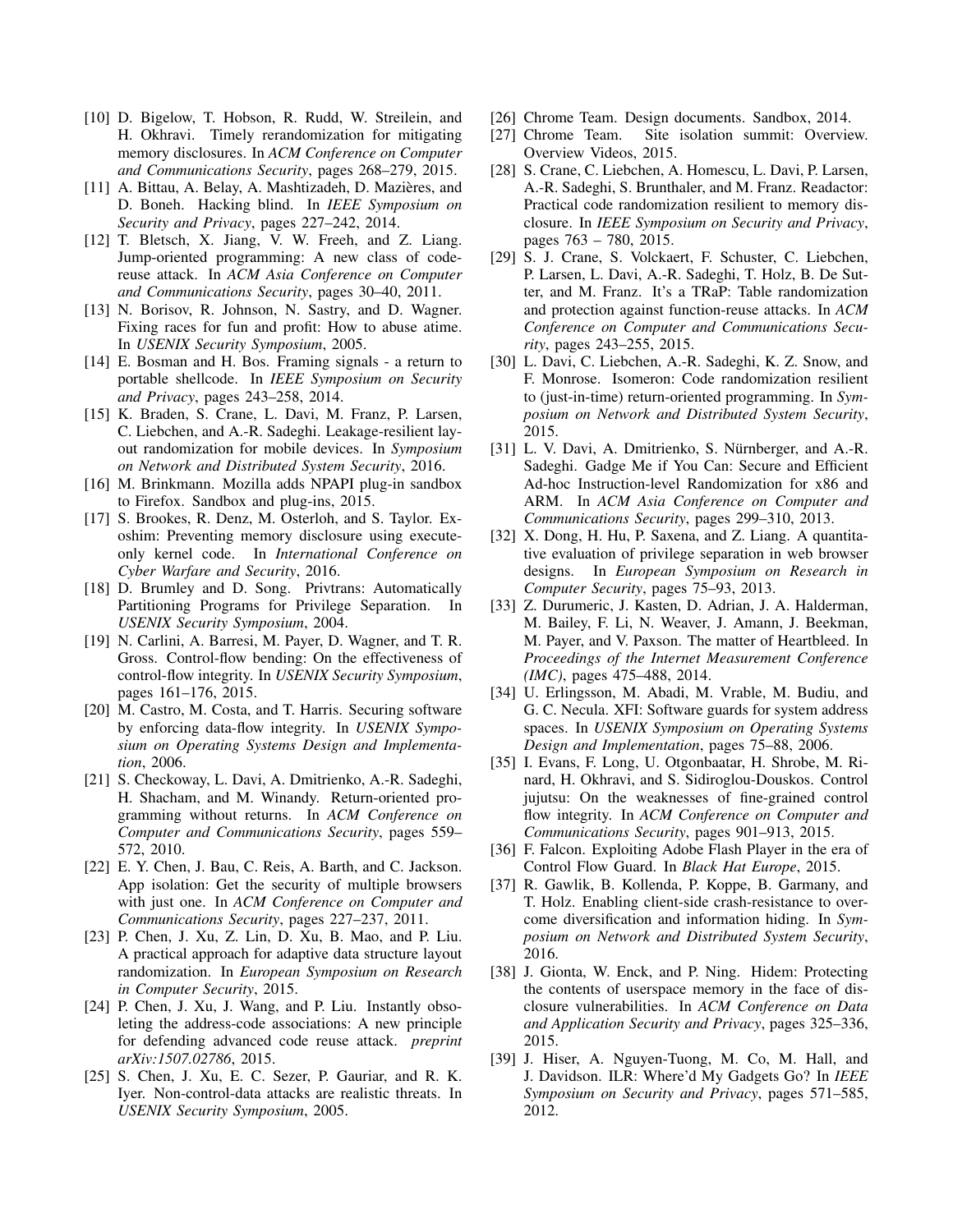[10] D. Bigelow, T. Hobson, R. Rudd, W. Streilein, and H. Okhravi. Timely rerandomization for mitigating memory disclosures. In *ACM Conference on Computer and Communications Security*, pages 268–279, 2015.

[11] A. Bittau, A. Belay, A. Mashtizadeh, D. Mazières, and D. Boneh. Hacking blind. In *IEEE Symposium on Security and Privacy*, pages 227–242, 2014.

[12] T. Bletsch, X. Jiang, V. W. Freeh, and Z. Liang. Jump-oriented programming: A new class of code-reuse attack. In *ACM Asia Conference on Computer and Communications Security*, pages 30–40, 2011.

[13] N. Borisov, R. Johnson, N. Sastry, and D. Wagner. Fixing races for fun and profit: How to abuse atime. In *USENIX Security Symposium*, 2005.

[14] E. Bosman and H. Bos. Framing signals - a return to portable shellcode. In *IEEE Symposium on Security and Privacy*, pages 243–258, 2014.

[15] K. Braden, S. Crane, L. Davi, M. Franz, P. Larsen, C. Liebchen, and A.-R. Sadeghi. Leakage-resilient layout randomization for mobile devices. In *Symposium on Network and Distributed System Security*, 2016.

[16] M. Brinkmann. Mozilla adds NPAPI plug-in sandbox to Firefox. Sandbox and plug-ins, 2015.

[17] S. Brookes, R. Denz, M. Osterloh, and S. Taylor. Exoshim: Preventing memory disclosure using execute-only kernel code. In *International Conference on Cyber Warfare and Security*, 2016.

[18] D. Brumley and D. Song. Privtrans: Automatically Partitioning Programs for Privilege Separation. In *USENIX Security Symposium*, 2004.

[19] N. Carlini, A. Barresi, M. Payer, D. Wagner, and T. R. Gross. Control-flow bending: On the effectiveness of control-flow integrity. In *USENIX Security Symposium*, pages 161–176, 2015.

[20] M. Castro, M. Costa, and T. Harris. Securing software by enforcing data-flow integrity. In *USENIX Symposium on Operating Systems Design and Implementation*, 2006.

[21] S. Checkoway, L. Davi, A. Dmitrienko, A.-R. Sadeghi, H. Shacham, and M. Winandy. Return-oriented programming without returns. In *ACM Conference on Computer and Communications Security*, pages 559–572, 2010.

[22] E. Y. Chen, J. Bau, C. Reis, A. Barth, and C. Jackson. App isolation: Get the security of multiple browsers with just one. In *ACM Conference on Computer and Communications Security*, pages 227–237, 2011.

[23] P. Chen, J. Xu, Z. Lin, D. Xu, B. Mao, and P. Liu. A practical approach for adaptive data structure layout randomization. In *European Symposium on Research in Computer Security*, 2015.

[24] P. Chen, J. Xu, J. Wang, and P. Liu. Instantly obsoleting the address-code associations: A new principle for defending advanced code reuse attack. *preprint arXiv:1507.02786*, 2015.

[25] S. Chen, J. Xu, E. C. Sezer, P. Gauriar, and R. K. Iyer. Non-control-data attacks are realistic threats. In *USENIX Security Symposium*, 2005.

[26] Chrome Team. Design documents. Sandbox, 2014.

[27] Chrome Team. Site isolation summit: Overview. Overview Videos, 2015.

[28] S. Crane, C. Liebchen, A. Homescu, L. Davi, P. Larsen, A.-R. Sadeghi, S. Brunthaler, and M. Franz. Readactor: Practical code randomization resilient to memory disclosure. In *IEEE Symposium on Security and Privacy*, pages 763 – 780, 2015.

[29] S. J. Crane, S. Volckaert, F. Schuster, C. Liebchen, P. Larsen, L. Davi, A.-R. Sadeghi, T. Holz, B. De Sutter, and M. Franz. It's a TRaP: Table randomization and protection against function-reuse attacks. In *ACM Conference on Computer and Communications Security*, pages 243–255, 2015.

[30] L. Davi, C. Liebchen, A.-R. Sadeghi, K. Z. Snow, and F. Monrose. Isomeron: Code randomization resilient to (just-in-time) return-oriented programming. In *Symposium on Network and Distributed System Security*, 2015.

[31] L. V. Davi, A. Dmitrienko, S. Nürnberger, and A.-R. Sadeghi. Gadge Me if You Can: Secure and Efficient Ad-hoc Instruction-level Randomization for x86 and ARM. In *ACM Asia Conference on Computer and Communications Security*, pages 299–310, 2013.

[32] X. Dong, H. Hu, P. Saxena, and Z. Liang. A quantitative evaluation of privilege separation in web browser designs. In *European Symposium on Research in Computer Security*, pages 75–93, 2013.

[33] Z. Durumeric, J. Kasten, D. Adrian, J. A. Halderman, M. Bailey, F. Li, N. Weaver, J. Amann, J. Beekman, M. Payer, and V. Paxson. The matter of Heartbleed. In *Proceedings of the Internet Measurement Conference (IMC)*, pages 475–488, 2014.

[34] U. Erlingsson, M. Abadi, M. Vrable, M. Budiu, and G. C. Necula. XFI: Software guards for system address spaces. In *USENIX Symposium on Operating Systems Design and Implementation*, pages 75–88, 2006.

[35] I. Evans, F. Long, U. Otgonbaatar, H. Shrobe, M. Rinard, H. Okhravi, and S. Sidiroglou-Douskos. Control jujutsu: On the weaknesses of fine-grained control flow integrity. In *ACM Conference on Computer and Communications Security*, pages 901–913, 2015.

[36] F. Falcon. Exploiting Adobe Flash Player in the era of Control Flow Guard. In *Black Hat Europe*, 2015.

[37] R. Gawlik, B. Kollenda, P. Koppe, B. Garmany, and T. Holz. Enabling client-side crash-resistance to overcome diversification and information hiding. In *Symposium on Network and Distributed System Security*, 2016.

[38] J. Gionta, W. Enck, and P. Ning. Hidem: Protecting the contents of userspace memory in the face of disclosure vulnerabilities. In *ACM Conference on Data and Application Security and Privacy*, pages 325–336, 2015.

[39] J. Hiser, A. Nguyen-Tuong, M. Co, M. Hall, and J. Davidson. ILR: Where'd My Gadgets Go? In *IEEE Symposium on Security and Privacy*, pages 571–585, 2012.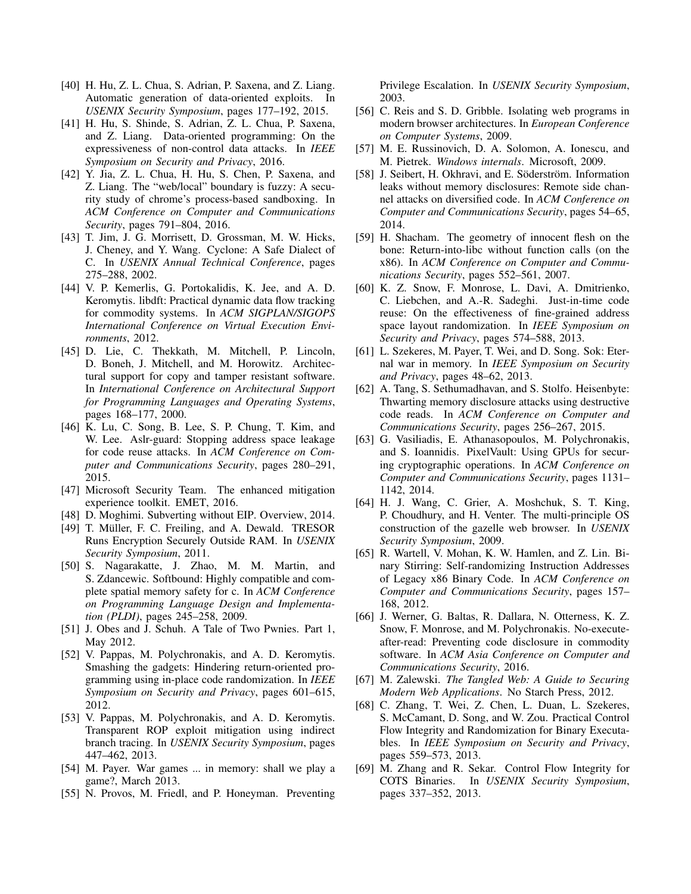[40] H. Hu, Z. L. Chua, S. Adrian, P. Saxena, and Z. Liang. Automatic generation of data-oriented exploits. In *USENIX Security Symposium*, pages 177–192, 2015.

[41] H. Hu, S. Shinde, S. Adrian, Z. L. Chua, P. Saxena, and Z. Liang. Data-oriented programming: On the expressiveness of non-control data attacks. In *IEEE Symposium on Security and Privacy*, 2016.

[42] Y. Jia, Z. L. Chua, H. Hu, S. Chen, P. Saxena, and Z. Liang. The "web/local" boundary is fuzzy: A security study of chrome's process-based sandboxing. In *ACM Conference on Computer and Communications Security*, pages 791–804, 2016.

[43] T. Jim, J. G. Morrisett, D. Grossman, M. W. Hicks, J. Cheney, and Y. Wang. Cyclone: A Safe Dialect of C. In *USENIX Annual Technical Conference*, pages 275–288, 2002.

[44] V. P. Kemerlis, G. Portokalidis, K. Jee, and A. D. Keromytis. libdft: Practical dynamic data flow tracking for commodity systems. In *ACM SIGPLAN/SIGOPS International Conference on Virtual Execution Environments*, 2012.

[45] D. Lie, C. Thekkath, M. Mitchell, P. Lincoln, D. Boneh, J. Mitchell, and M. Horowitz. Architectural support for copy and tamper resistant software. In *International Conference on Architectural Support for Programming Languages and Operating Systems*, pages 168–177, 2000.

[46] K. Lu, C. Song, B. Lee, S. P. Chung, T. Kim, and W. Lee. Aslr-guard: Stopping address space leakage for code reuse attacks. In *ACM Conference on Computer and Communications Security*, pages 280–291, 2015.

[47] Microsoft Security Team. The enhanced mitigation experience toolkit. EMET, 2016.

[48] D. Moghimi. Subverting without EIP. Overview, 2014.

[49] T. Müller, F. C. Freiling, and A. Dewald. TRESOR Runs Encryption Securely Outside RAM. In *USENIX Security Symposium*, 2011.

[50] S. Nagarakatte, J. Zhao, M. M. Martin, and S. Zdancewic. Softbound: Highly compatible and complete spatial memory safety for c. In *ACM Conference on Programming Language Design and Implementation (PLDI)*, pages 245–258, 2009.

[51] J. Obes and J. Schuh. A Tale of Two Pwnies. Part 1, May 2012.

[52] V. Pappas, M. Polychronakis, and A. D. Keromytis. Smashing the gadgets: Hindering return-oriented programming using in-place code randomization. In *IEEE Symposium on Security and Privacy*, pages 601–615, 2012.

[53] V. Pappas, M. Polychronakis, and A. D. Keromytis. Transparent ROP exploit mitigation using indirect branch tracing. In *USENIX Security Symposium*, pages 447–462, 2013.

[54] M. Payer. War games ... in memory: shall we play a game?, March 2013.

[55] N. Provos, M. Friedl, and P. Honeyman. Preventing Privilege Escalation. In *USENIX Security Symposium*, 2003.

[56] C. Reis and S. D. Gribble. Isolating web programs in modern browser architectures. In *European Conference on Computer Systems*, 2009.

[57] M. E. Russinovich, D. A. Solomon, A. Ionescu, and M. Pietrek. *Windows internals*. Microsoft, 2009.

[58] J. Seibert, H. Okhravi, and E. Söderström. Information leaks without memory disclosures: Remote side channel attacks on diversified code. In *ACM Conference on Computer and Communications Security*, pages 54–65, 2014.

[59] H. Shacham. The geometry of innocent flesh on the bone: Return-into-libc without function calls (on the x86). In *ACM Conference on Computer and Communications Security*, pages 552–561, 2007.

[60] K. Z. Snow, F. Monrose, L. Davi, A. Dmitrienko, C. Liebchen, and A.-R. Sadeghi. Just-in-time code reuse: On the effectiveness of fine-grained address space layout randomization. In *IEEE Symposium on Security and Privacy*, pages 574–588, 2013.

[61] L. Szekeres, M. Payer, T. Wei, and D. Song. Sok: Eternal war in memory. In *IEEE Symposium on Security and Privacy*, pages 48–62, 2013.

[62] A. Tang, S. Sethumadhavan, and S. Stolfo. Heisenbyte: Thwarting memory disclosure attacks using destructive code reads. In *ACM Conference on Computer and Communications Security*, pages 256–267, 2015.

[63] G. Vasiliadis, E. Athanasopoulos, M. Polychronakis, and S. Ioannidis. PixelVault: Using GPUs for securing cryptographic operations. In *ACM Conference on Computer and Communications Security*, pages 1131–1142, 2014.

[64] H. J. Wang, C. Grier, A. Moshchuk, S. T. King, P. Choudhury, and H. Venter. The multi-principle OS construction of the gazelle web browser. In *USENIX Security Symposium*, 2009.

[65] R. Wartell, V. Mohan, K. W. Hamlen, and Z. Lin. Binary Stirring: Self-randomizing Instruction Addresses of Legacy x86 Binary Code. In *ACM Conference on Computer and Communications Security*, pages 157–168, 2012.

[66] J. Werner, G. Baltas, R. Dallara, N. Otterness, K. Z. Snow, F. Monrose, and M. Polychronakis. No-execute-after-read: Preventing code disclosure in commodity software. In *ACM Asia Conference on Computer and Communications Security*, 2016.

[67] M. Zalewski. *The Tangled Web: A Guide to Securing Modern Web Applications*. No Starch Press, 2012.

[68] C. Zhang, T. Wei, Z. Chen, L. Duan, L. Szekeres, S. McCamant, D. Song, and W. Zou. Practical Control Flow Integrity and Randomization for Binary Executables. In *IEEE Symposium on Security and Privacy*, pages 559–573, 2013.

[69] M. Zhang and R. Sekar. Control Flow Integrity for COTS Binaries. In *USENIX Security Symposium*, pages 337–352, 2013.